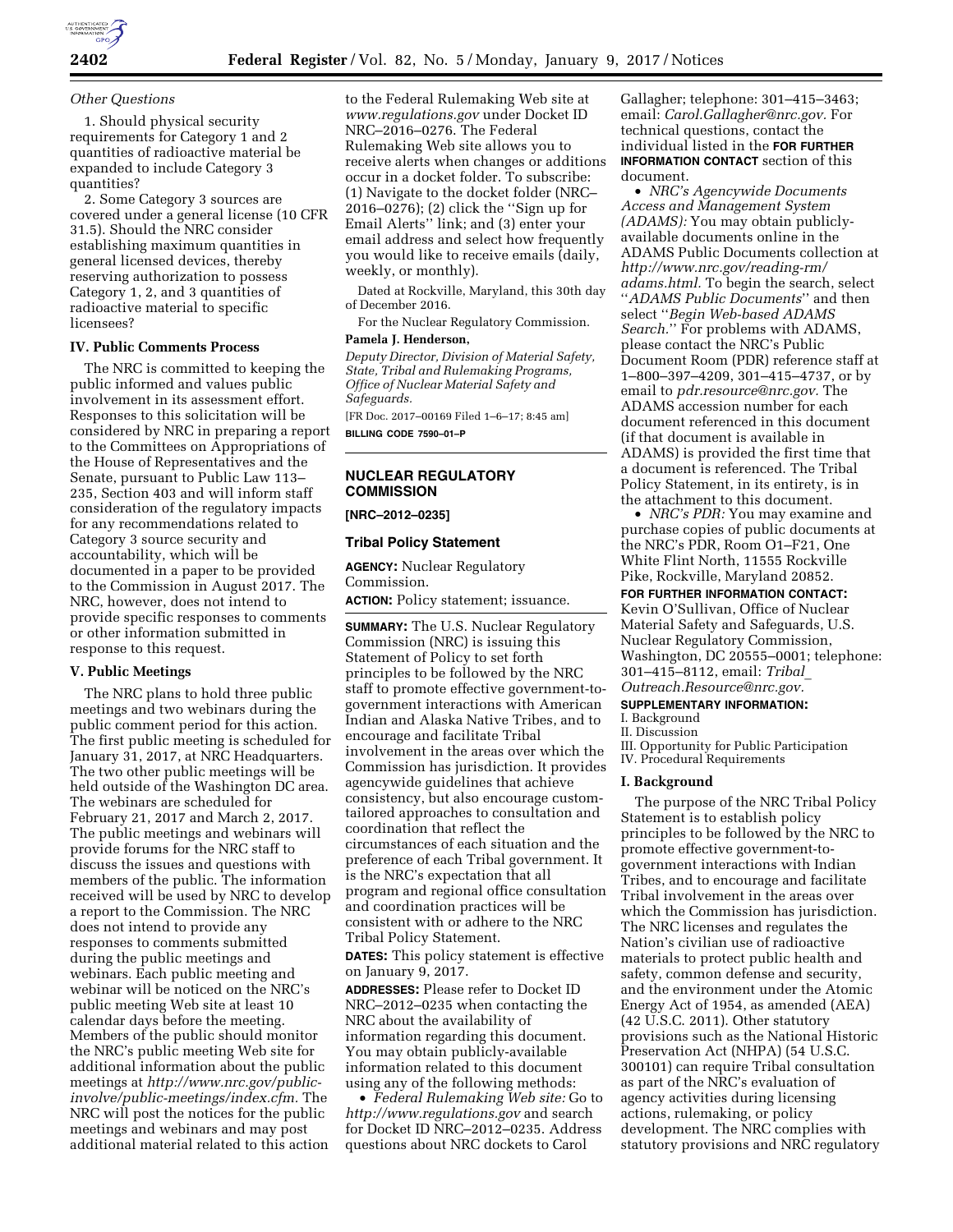*Other Questions*

1. Should physical security requirements for Category 1 and 2 quantities of radioactive material be expanded to include Category 3 quantities?

2. Some Category 3 sources are covered under a general license (10 CFR 31.5). Should the NRC consider establishing maximum quantities in general licensed devices, thereby reserving authorization to possess Category 1, 2, and 3 quantities of radioactive material to specific licensees?

### IV. Public Comments Process

The NRC is committed to keeping the public informed and values public involvement in its assessment effort. Responses to this solicitation will be considered by NRC in preparing a report to the Committees on Appropriations of the House of Representatives and the Senate, pursuant to Public Law 113–235, Section 403 and will inform staff consideration of the regulatory impacts for any recommendations related to Category 3 source security and accountability, which will be documented in a paper to be provided to the Commission in August 2017. The NRC, however, does not intend to provide specific responses to comments or other information submitted in response to this request.

### V. Public Meetings

The NRC plans to hold three public meetings and two webinars during the public comment period for this action. The first public meeting is scheduled for January 31, 2017, at NRC Headquarters. The two other public meetings will be held outside of the Washington DC area. The webinars are scheduled for February 21, 2017 and March 2, 2017. The public meetings and webinars will provide forums for the NRC staff to discuss the issues and questions with members of the public. The information received will be used by NRC to develop a report to the Commission. The NRC does not intend to provide any responses to comments submitted during the public meetings and webinars. Each public meeting and webinar will be noticed on the NRC's public meeting Web site at least 10 calendar days before the meeting. Members of the public should monitor the NRC's public meeting Web site for additional information about the public meetings at *http://www.nrc.gov/public-involve/public-meetings/index.cfm.* The NRC will post the notices for the public meetings and webinars and may post additional material related to this action to the Federal Rulemaking Web site at *www.regulations.gov* under Docket ID NRC–2016–0276. The Federal Rulemaking Web site allows you to receive alerts when changes or additions occur in a docket folder. To subscribe: (1) Navigate to the docket folder (NRC–2016–0276); (2) click the ''Sign up for Email Alerts'' link; and (3) enter your email address and select how frequently you would like to receive emails (daily, weekly, or monthly).

Dated at Rockville, Maryland, this 30th day of December 2016.

For the Nuclear Regulatory Commission.

**Pamela J. Henderson,**

*Deputy Director, Division of Material Safety, State, Tribal and Rulemaking Programs, Office of Nuclear Material Safety and Safeguards.*

[FR Doc. 2017–00169 Filed 1–6–17; 8:45 am]

**BILLING CODE 7590–01–P**

## NUCLEAR REGULATORY COMMISSION

**[NRC–2012–0235]**

### Tribal Policy Statement

**AGENCY:** Nuclear Regulatory Commission.

**ACTION:** Policy statement; issuance.

**SUMMARY:** The U.S. Nuclear Regulatory Commission (NRC) is issuing this Statement of Policy to set forth principles to be followed by the NRC staff to promote effective government-to-government interactions with American Indian and Alaska Native Tribes, and to encourage and facilitate Tribal involvement in the areas over which the Commission has jurisdiction. It provides agencywide guidelines that achieve consistency, but also encourage custom-tailored approaches to consultation and coordination that reflect the circumstances of each situation and the preference of each Tribal government. It is the NRC's expectation that all program and regional office consultation and coordination practices will be consistent with or adhere to the NRC Tribal Policy Statement.

**DATES:** This policy statement is effective on January 9, 2017.

**ADDRESSES:** Please refer to Docket ID NRC–2012–0235 when contacting the NRC about the availability of information regarding this document. You may obtain publicly-available information related to this document using any of the following methods:

- *Federal Rulemaking Web site:* Go to *http://www.regulations.gov* and search for Docket ID NRC–2012–0235. Address questions about NRC dockets to Carol Gallagher; telephone: 301–415–3463; email: *Carol.Gallagher@nrc.gov.* For technical questions, contact the individual listed in the **FOR FURTHER INFORMATION CONTACT** section of this document.
- *NRC's Agencywide Documents Access and Management System (ADAMS):* You may obtain publicly-available documents online in the ADAMS Public Documents collection at *http://www.nrc.gov/reading-rm/adams.html.* To begin the search, select ''*ADAMS Public Documents*'' and then select ''*Begin Web-based ADAMS Search.*'' For problems with ADAMS, please contact the NRC's Public Document Room (PDR) reference staff at 1–800–397–4209, 301–415–4737, or by email to *pdr.resource@nrc.gov.* The ADAMS accession number for each document referenced in this document (if that document is available in ADAMS) is provided the first time that a document is referenced. The Tribal Policy Statement, in its entirety, is in the attachment to this document.
- *NRC's PDR:* You may examine and purchase copies of public documents at the NRC's PDR, Room O1–F21, One White Flint North, 11555 Rockville Pike, Rockville, Maryland 20852.

**FOR FURTHER INFORMATION CONTACT:** Kevin O'Sullivan, Office of Nuclear Material Safety and Safeguards, U.S. Nuclear Regulatory Commission, Washington, DC 20555–0001; telephone: 301–415–8112, email: *Tribal_Outreach.Resource@nrc.gov.*

**SUPPLEMENTARY INFORMATION:**

I. Background
II. Discussion
III. Opportunity for Public Participation
IV. Procedural Requirements

### I. Background

The purpose of the NRC Tribal Policy Statement is to establish policy principles to be followed by the NRC to promote effective government-to-government interactions with Indian Tribes, and to encourage and facilitate Tribal involvement in the areas over which the Commission has jurisdiction. The NRC licenses and regulates the Nation's civilian use of radioactive materials to protect public health and safety, common defense and security, and the environment under the Atomic Energy Act of 1954, as amended (AEA) (42 U.S.C. 2011). Other statutory provisions such as the National Historic Preservation Act (NHPA) (54 U.S.C. 300101) can require Tribal consultation as part of the NRC's evaluation of agency activities during licensing actions, rulemaking, or policy development. The NRC complies with statutory provisions and NRC regulatory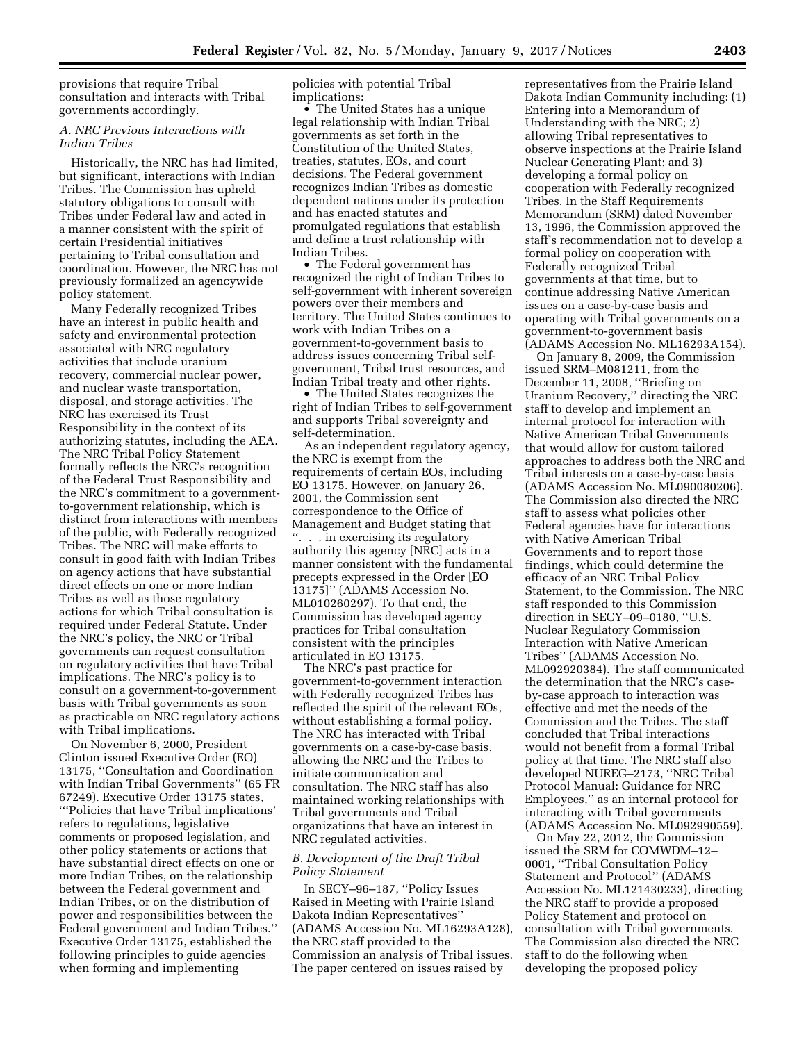provisions that require Tribal consultation and interacts with Tribal governments accordingly.

*A. NRC Previous Interactions with Indian Tribes*

Historically, the NRC has had limited, but significant, interactions with Indian Tribes. The Commission has upheld statutory obligations to consult with Tribes under Federal law and acted in a manner consistent with the spirit of certain Presidential initiatives pertaining to Tribal consultation and coordination. However, the NRC has not previously formalized an agencywide policy statement.

Many Federally recognized Tribes have an interest in public health and safety and environmental protection associated with NRC regulatory activities that include uranium recovery, commercial nuclear power, and nuclear waste transportation, disposal, and storage activities. The NRC has exercised its Trust Responsibility in the context of its authorizing statutes, including the AEA. The NRC Tribal Policy Statement formally reflects the NRC's recognition of the Federal Trust Responsibility and the NRC's commitment to a government-to-government relationship, which is distinct from interactions with members of the public, with Federally recognized Tribes. The NRC will make efforts to consult in good faith with Indian Tribes on agency actions that have substantial direct effects on one or more Indian Tribes as well as those regulatory actions for which Tribal consultation is required under Federal Statute. Under the NRC's policy, the NRC or Tribal governments can request consultation on regulatory activities that have Tribal implications. The NRC's policy is to consult on a government-to-government basis with Tribal governments as soon as practicable on NRC regulatory actions with Tribal implications.

On November 6, 2000, President Clinton issued Executive Order (EO) 13175, ''Consultation and Coordination with Indian Tribal Governments'' (65 FR 67249). Executive Order 13175 states, '''Policies that have Tribal implications' refers to regulations, legislative comments or proposed legislation, and other policy statements or actions that have substantial direct effects on one or more Indian Tribes, on the relationship between the Federal government and Indian Tribes, or on the distribution of power and responsibilities between the Federal government and Indian Tribes.'' Executive Order 13175, established the following principles to guide agencies when forming and implementing policies with potential Tribal implications:

- The United States has a unique legal relationship with Indian Tribal governments as set forth in the Constitution of the United States, treaties, statutes, EOs, and court decisions. The Federal government recognizes Indian Tribes as domestic dependent nations under its protection and has enacted statutes and promulgated regulations that establish and define a trust relationship with Indian Tribes.
- The Federal government has recognized the right of Indian Tribes to self-government with inherent sovereign powers over their members and territory. The United States continues to work with Indian Tribes on a government-to-government basis to address issues concerning Tribal self-government, Tribal trust resources, and Indian Tribal treaty and other rights.
- The United States recognizes the right of Indian Tribes to self-government and supports Tribal sovereignty and self-determination.

As an independent regulatory agency, the NRC is exempt from the requirements of certain EOs, including EO 13175. However, on January 26, 2001, the Commission sent correspondence to the Office of Management and Budget stating that ''. . . in exercising its regulatory authority this agency [NRC] acts in a manner consistent with the fundamental precepts expressed in the Order [EO 13175]'' (ADAMS Accession No. ML010260297). To that end, the Commission has developed agency practices for Tribal consultation consistent with the principles articulated in EO 13175.

The NRC's past practice for government-to-government interaction with Federally recognized Tribes has reflected the spirit of the relevant EOs, without establishing a formal policy. The NRC has interacted with Tribal governments on a case-by-case basis, allowing the NRC and the Tribes to initiate communication and consultation. The NRC staff has also maintained working relationships with Tribal governments and Tribal organizations that have an interest in NRC regulated activities.

*B. Development of the Draft Tribal Policy Statement*

In SECY–96–187, ''Policy Issues Raised in Meeting with Prairie Island Dakota Indian Representatives'' (ADAMS Accession No. ML16293A128), the NRC staff provided to the Commission an analysis of Tribal issues. The paper centered on issues raised by representatives from the Prairie Island Dakota Indian Community including: (1) Entering into a Memorandum of Understanding with the NRC; 2) allowing Tribal representatives to observe inspections at the Prairie Island Nuclear Generating Plant; and 3) developing a formal policy on cooperation with Federally recognized Tribes. In the Staff Requirements Memorandum (SRM) dated November 13, 1996, the Commission approved the staff's recommendation not to develop a formal policy on cooperation with Federally recognized Tribal governments at that time, but to continue addressing Native American issues on a case-by-case basis and operating with Tribal governments on a government-to-government basis (ADAMS Accession No. ML16293A154).

On January 8, 2009, the Commission issued SRM–M081211, from the December 11, 2008, ''Briefing on Uranium Recovery,'' directing the NRC staff to develop and implement an internal protocol for interaction with Native American Tribal Governments that would allow for custom tailored approaches to address both the NRC and Tribal interests on a case-by-case basis (ADAMS Accession No. ML090080206). The Commission also directed the NRC staff to assess what policies other Federal agencies have for interactions with Native American Tribal Governments and to report those findings, which could determine the efficacy of an NRC Tribal Policy Statement, to the Commission. The NRC staff responded to this Commission direction in SECY–09–0180, ''U.S. Nuclear Regulatory Commission Interaction with Native American Tribes'' (ADAMS Accession No. ML092920384). The staff communicated the determination that the NRC's case-by-case approach to interaction was effective and met the needs of the Commission and the Tribes. The staff concluded that Tribal interactions would not benefit from a formal Tribal policy at that time. The NRC staff also developed NUREG–2173, ''NRC Tribal Protocol Manual: Guidance for NRC Employees,'' as an internal protocol for interacting with Tribal governments (ADAMS Accession No. ML092990559).

On May 22, 2012, the Commission issued the SRM for COMWDM–12–0001, ''Tribal Consultation Policy Statement and Protocol'' (ADAMS Accession No. ML121430233), directing the NRC staff to provide a proposed Policy Statement and protocol on consultation with Tribal governments. The Commission also directed the NRC staff to do the following when developing the proposed policy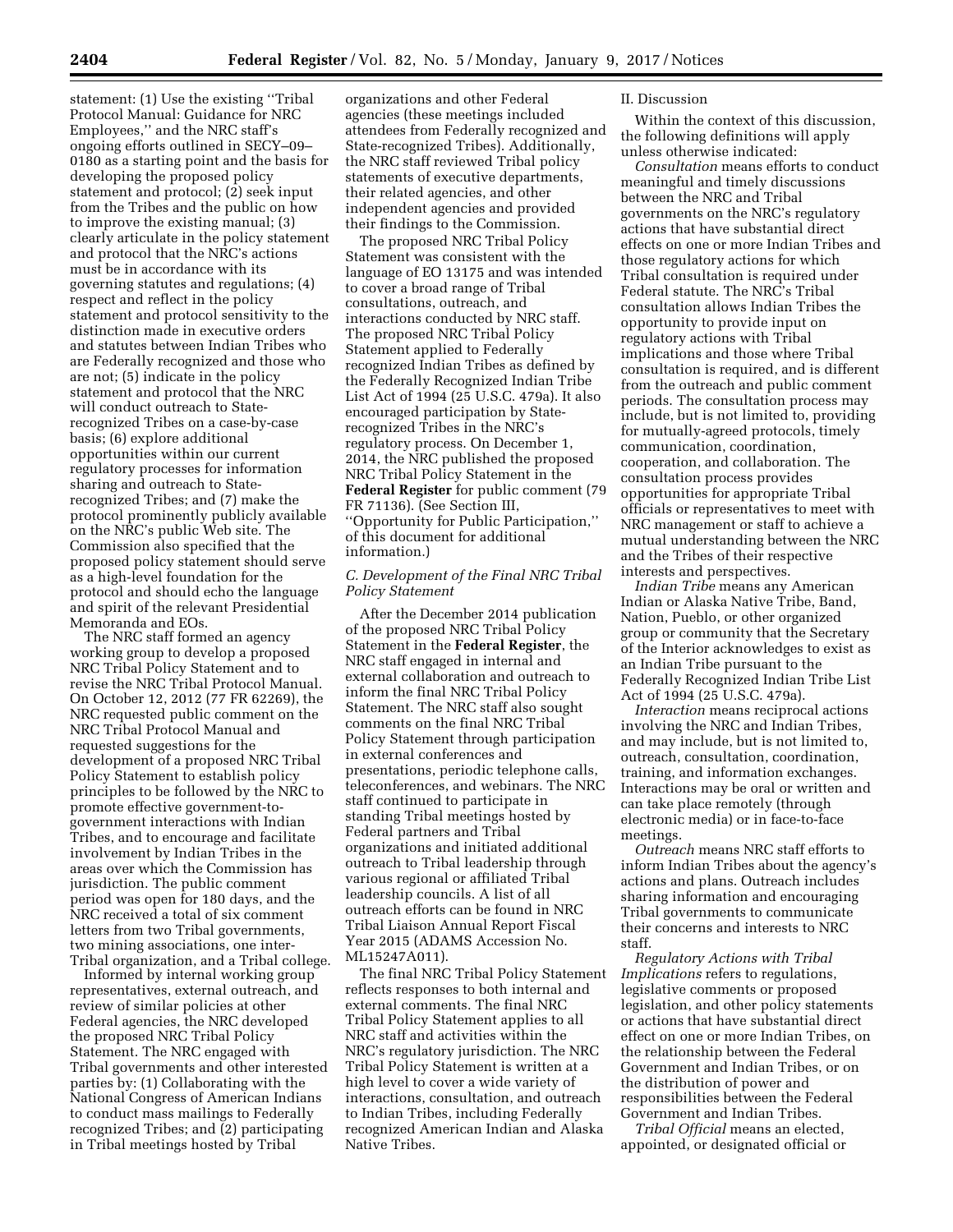statement: (1) Use the existing ''Tribal Protocol Manual: Guidance for NRC Employees,'' and the NRC staff's ongoing efforts outlined in SECY–09–0180 as a starting point and the basis for developing the proposed policy statement and protocol; (2) seek input from the Tribes and the public on how to improve the existing manual; (3) clearly articulate in the policy statement and protocol that the NRC's actions must be in accordance with its governing statutes and regulations; (4) respect and reflect in the policy statement and protocol sensitivity to the distinction made in executive orders and statutes between Indian Tribes who are Federally recognized and those who are not; (5) indicate in the policy statement and protocol that the NRC will conduct outreach to State-recognized Tribes on a case-by-case basis; (6) explore additional opportunities within our current regulatory processes for information sharing and outreach to State-recognized Tribes; and (7) make the protocol prominently publicly available on the NRC's public Web site. The Commission also specified that the proposed policy statement should serve as a high-level foundation for the protocol and should echo the language and spirit of the relevant Presidential Memoranda and EOs.

The NRC staff formed an agency working group to develop a proposed NRC Tribal Policy Statement and to revise the NRC Tribal Protocol Manual. On October 12, 2012 (77 FR 62269), the NRC requested public comment on the NRC Tribal Protocol Manual and requested suggestions for the development of a proposed NRC Tribal Policy Statement to establish policy principles to be followed by the NRC to promote effective government-to-government interactions with Indian Tribes, and to encourage and facilitate involvement by Indian Tribes in the areas over which the Commission has jurisdiction. The public comment period was open for 180 days, and the NRC received a total of six comment letters from two Tribal governments, two mining associations, one inter-Tribal organization, and a Tribal college.

Informed by internal working group representatives, external outreach, and review of similar policies at other Federal agencies, the NRC developed the proposed NRC Tribal Policy Statement. The NRC engaged with Tribal governments and other interested parties by: (1) Collaborating with the National Congress of American Indians to conduct mass mailings to Federally recognized Tribes; and (2) participating in Tribal meetings hosted by Tribal organizations and other Federal agencies (these meetings included attendees from Federally recognized and State-recognized Tribes). Additionally, the NRC staff reviewed Tribal policy statements of executive departments, their related agencies, and other independent agencies and provided their findings to the Commission.

The proposed NRC Tribal Policy Statement was consistent with the language of EO 13175 and was intended to cover a broad range of Tribal consultations, outreach, and interactions conducted by NRC staff. The proposed NRC Tribal Policy Statement applied to Federally recognized Indian Tribes as defined by the Federally Recognized Indian Tribe List Act of 1994 (25 U.S.C. 479a). It also encouraged participation by State-recognized Tribes in the NRC's regulatory process. On December 1, 2014, the NRC published the proposed NRC Tribal Policy Statement in the **Federal Register** for public comment (79 FR 71136). (See Section III, ''Opportunity for Public Participation,'' of this document for additional information.)

### *C. Development of the Final NRC Tribal Policy Statement*

After the December 2014 publication of the proposed NRC Tribal Policy Statement in the **Federal Register**, the NRC staff engaged in internal and external collaboration and outreach to inform the final NRC Tribal Policy Statement. The NRC staff also sought comments on the final NRC Tribal Policy Statement through participation in external conferences and presentations, periodic telephone calls, teleconferences, and webinars. The NRC staff continued to participate in standing Tribal meetings hosted by Federal partners and Tribal organizations and initiated additional outreach to Tribal leadership through various regional or affiliated Tribal leadership councils. A list of all outreach efforts can be found in NRC Tribal Liaison Annual Report Fiscal Year 2015 (ADAMS Accession No. ML15247A011).

The final NRC Tribal Policy Statement reflects responses to both internal and external comments. The final NRC Tribal Policy Statement applies to all NRC staff and activities within the NRC's regulatory jurisdiction. The NRC Tribal Policy Statement is written at a high level to cover a wide variety of interactions, consultation, and outreach to Indian Tribes, including Federally recognized American Indian and Alaska Native Tribes.

## II. Discussion

Within the context of this discussion, the following definitions will apply unless otherwise indicated:

*Consultation* means efforts to conduct meaningful and timely discussions between the NRC and Tribal governments on the NRC's regulatory actions that have substantial direct effects on one or more Indian Tribes and those regulatory actions for which Tribal consultation is required under Federal statute. The NRC's Tribal consultation allows Indian Tribes the opportunity to provide input on regulatory actions with Tribal implications and those where Tribal consultation is required, and is different from the outreach and public comment periods. The consultation process may include, but is not limited to, providing for mutually-agreed protocols, timely communication, coordination, cooperation, and collaboration. The consultation process provides opportunities for appropriate Tribal officials or representatives to meet with NRC management or staff to achieve a mutual understanding between the NRC and the Tribes of their respective interests and perspectives.

*Indian Tribe* means any American Indian or Alaska Native Tribe, Band, Nation, Pueblo, or other organized group or community that the Secretary of the Interior acknowledges to exist as an Indian Tribe pursuant to the Federally Recognized Indian Tribe List Act of 1994 (25 U.S.C. 479a).

*Interaction* means reciprocal actions involving the NRC and Indian Tribes, and may include, but is not limited to, outreach, consultation, coordination, training, and information exchanges. Interactions may be oral or written and can take place remotely (through electronic media) or in face-to-face meetings.

*Outreach* means NRC staff efforts to inform Indian Tribes about the agency's actions and plans. Outreach includes sharing information and encouraging Tribal governments to communicate their concerns and interests to NRC staff.

*Regulatory Actions with Tribal Implications* refers to regulations, legislative comments or proposed legislation, and other policy statements or actions that have substantial direct effect on one or more Indian Tribes, on the relationship between the Federal Government and Indian Tribes, or on the distribution of power and responsibilities between the Federal Government and Indian Tribes.

*Tribal Official* means an elected, appointed, or designated official or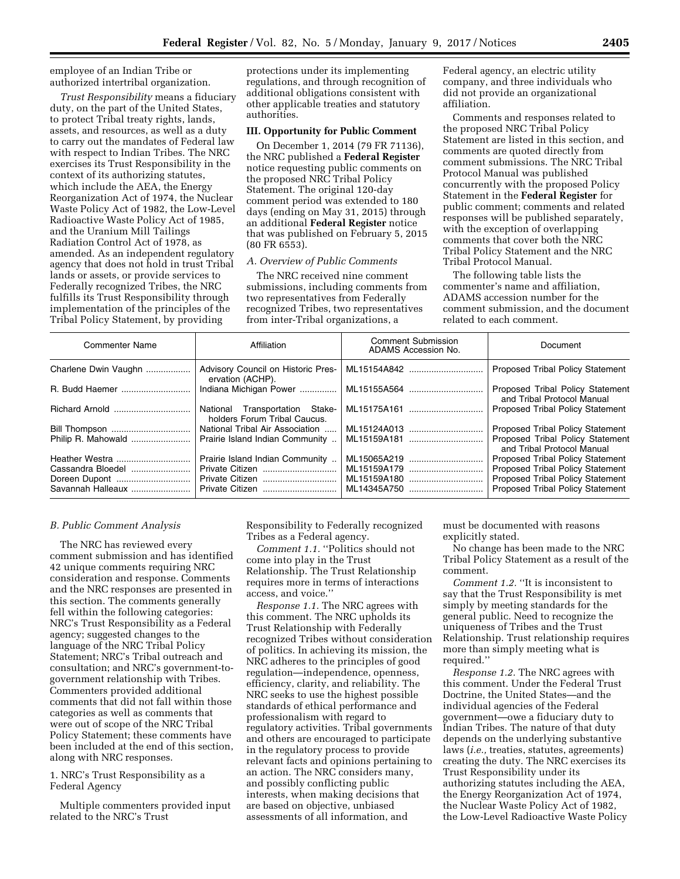employee of an Indian Tribe or authorized intertribal organization.

*Trust Responsibility* means a fiduciary duty, on the part of the United States, to protect Tribal treaty rights, lands, assets, and resources, as well as a duty to carry out the mandates of Federal law with respect to Indian Tribes. The NRC exercises its Trust Responsibility in the context of its authorizing statutes, which include the AEA, the Energy Reorganization Act of 1974, the Nuclear Waste Policy Act of 1982, the Low-Level Radioactive Waste Policy Act of 1985, and the Uranium Mill Tailings Radiation Control Act of 1978, as amended. As an independent regulatory agency that does not hold in trust Tribal lands or assets, or provide services to Federally recognized Tribes, the NRC fulfills its Trust Responsibility through implementation of the principles of the Tribal Policy Statement, by providing protections under its implementing regulations, and through recognition of additional obligations consistent with other applicable treaties and statutory authorities.

## III. Opportunity for Public Comment

On December 1, 2014 (79 FR 71136), the NRC published a **Federal Register** notice requesting public comments on the proposed NRC Tribal Policy Statement. The original 120-day comment period was extended to 180 days (ending on May 31, 2015) through an additional **Federal Register** notice that was published on February 5, 2015 (80 FR 6553).

### A. Overview of Public Comments

The NRC received nine comment submissions, including comments from two representatives from Federally recognized Tribes, two representatives from inter-Tribal organizations, a Federal agency, an electric utility company, and three individuals who did not provide an organizational affiliation.

Comments and responses related to the proposed NRC Tribal Policy Statement are listed in this section, and comments are quoted directly from comment submissions. The NRC Tribal Protocol Manual was published concurrently with the proposed Policy Statement in the **Federal Register** for public comment; comments and related responses will be published separately, with the exception of overlapping comments that cover both the NRC Tribal Policy Statement and the NRC Tribal Protocol Manual.

The following table lists the commenter's name and affiliation, ADAMS accession number for the comment submission, and the document related to each comment.

| Commenter Name | Affiliation | Comment Submission ADAMS Accession No. | Document |
|---|---|---|---|
| Charlene Dwin Vaughn | Advisory Council on Historic Preservation (ACHP). | ML15154A842 | Proposed Tribal Policy Statement |
| R. Budd Haemer | Indiana Michigan Power | ML15155A564 | Proposed Tribal Policy Statement and Tribal Protocol Manual |
| Richard Arnold | National Transportation Stakeholders Forum Tribal Caucus. | ML15175A161 | Proposed Tribal Policy Statement |
| Bill Thompson | National Tribal Air Association | ML15124A013 | Proposed Tribal Policy Statement |
| Philip R. Mahowald | Prairie Island Indian Community | ML15159A181 | Proposed Tribal Policy Statement and Tribal Protocol Manual |
| Heather Westra | Prairie Island Indian Community | ML15065A219 | Proposed Tribal Policy Statement |
| Cassandra Bloedel | Private Citizen | ML15159A179 | Proposed Tribal Policy Statement |
| Doreen Dupont | Private Citizen | ML15159A180 | Proposed Tribal Policy Statement |
| Savannah Halleaux | Private Citizen | ML14345A750 | Proposed Tribal Policy Statement |

### B. Public Comment Analysis

The NRC has reviewed every comment submission and has identified 42 unique comments requiring NRC consideration and response. Comments and the NRC responses are presented in this section. The comments generally fell within the following categories: NRC's Trust Responsibility as a Federal agency; suggested changes to the language of the NRC Tribal Policy Statement; NRC's Tribal outreach and consultation; and NRC's government-to-government relationship with Tribes. Commenters provided additional comments that did not fall within those categories as well as comments that were out of scope of the NRC Tribal Policy Statement; these comments have been included at the end of this section, along with NRC responses.

1. NRC's Trust Responsibility as a Federal Agency

Multiple commenters provided input related to the NRC's Trust Responsibility to Federally recognized Tribes as a Federal agency.

*Comment 1.1.* ''Politics should not come into play in the Trust Relationship. The Trust Relationship requires more in terms of interactions access, and voice.''

*Response 1.1.* The NRC agrees with this comment. The NRC upholds its Trust Relationship with Federally recognized Tribes without consideration of politics. In achieving its mission, the NRC adheres to the principles of good regulation—independence, openness, efficiency, clarity, and reliability. The NRC seeks to use the highest possible standards of ethical performance and professionalism with regard to regulatory activities. Tribal governments and others are encouraged to participate in the regulatory process to provide relevant facts and opinions pertaining to an action. The NRC considers many, and possibly conflicting public interests, when making decisions that are based on objective, unbiased assessments of all information, and must be documented with reasons explicitly stated.

No change has been made to the NRC Tribal Policy Statement as a result of the comment.

*Comment 1.2.* ''It is inconsistent to say that the Trust Responsibility is met simply by meeting standards for the general public. Need to recognize the uniqueness of Tribes and the Trust Relationship. Trust relationship requires more than simply meeting what is required.''

*Response 1.2.* The NRC agrees with this comment. Under the Federal Trust Doctrine, the United States—and the individual agencies of the Federal government—owe a fiduciary duty to Indian Tribes. The nature of that duty depends on the underlying substantive laws (*i.e.,* treaties, statutes, agreements) creating the duty. The NRC exercises its Trust Responsibility under its authorizing statutes including the AEA, the Energy Reorganization Act of 1974, the Nuclear Waste Policy Act of 1982, the Low-Level Radioactive Waste Policy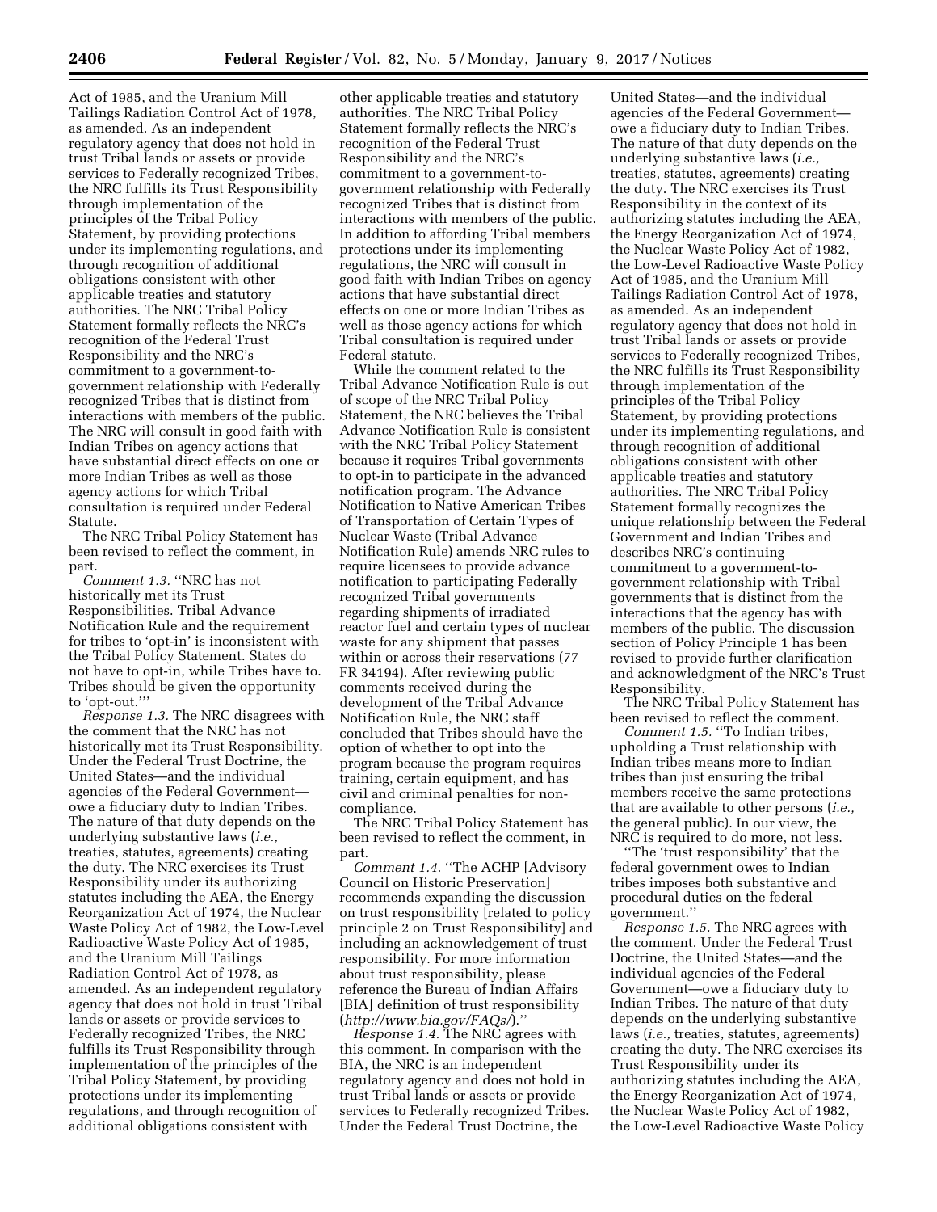Act of 1985, and the Uranium Mill Tailings Radiation Control Act of 1978, as amended. As an independent regulatory agency that does not hold in trust Tribal lands or assets or provide services to Federally recognized Tribes, the NRC fulfills its Trust Responsibility through implementation of the principles of the Tribal Policy Statement, by providing protections under its implementing regulations, and through recognition of additional obligations consistent with other applicable treaties and statutory authorities. The NRC Tribal Policy Statement formally reflects the NRC's recognition of the Federal Trust Responsibility and the NRC's commitment to a government-to-government relationship with Federally recognized Tribes that is distinct from interactions with members of the public. The NRC will consult in good faith with Indian Tribes on agency actions that have substantial direct effects on one or more Indian Tribes as well as those agency actions for which Tribal consultation is required under Federal Statute.

The NRC Tribal Policy Statement has been revised to reflect the comment, in part.

*Comment 1.3.* ''NRC has not historically met its Trust Responsibilities. Tribal Advance Notification Rule and the requirement for tribes to 'opt-in' is inconsistent with the Tribal Policy Statement. States do not have to opt-in, while Tribes have to. Tribes should be given the opportunity to 'opt-out.'''

*Response 1.3.* The NRC disagrees with the comment that the NRC has not historically met its Trust Responsibility. Under the Federal Trust Doctrine, the United States—and the individual agencies of the Federal Government—owe a fiduciary duty to Indian Tribes. The nature of that duty depends on the underlying substantive laws (*i.e.,* treaties, statutes, agreements) creating the duty. The NRC exercises its Trust Responsibility under its authorizing statutes including the AEA, the Energy Reorganization Act of 1974, the Nuclear Waste Policy Act of 1982, the Low-Level Radioactive Waste Policy Act of 1985, and the Uranium Mill Tailings Radiation Control Act of 1978, as amended. As an independent regulatory agency that does not hold in trust Tribal lands or assets or provide services to Federally recognized Tribes, the NRC fulfills its Trust Responsibility through implementation of the principles of the Tribal Policy Statement, by providing protections under its implementing regulations, and through recognition of additional obligations consistent with other applicable treaties and statutory authorities. The NRC Tribal Policy Statement formally reflects the NRC's recognition of the Federal Trust Responsibility and the NRC's commitment to a government-to-government relationship with Federally recognized Tribes that is distinct from interactions with members of the public. In addition to affording Tribal members protections under its implementing regulations, the NRC will consult in good faith with Indian Tribes on agency actions that have substantial direct effects on one or more Indian Tribes as well as those agency actions for which Tribal consultation is required under Federal statute.

While the comment related to the Tribal Advance Notification Rule is out of scope of the NRC Tribal Policy Statement, the NRC believes the Tribal Advance Notification Rule is consistent with the NRC Tribal Policy Statement because it requires Tribal governments to opt-in to participate in the advanced notification program. The Advance Notification to Native American Tribes of Transportation of Certain Types of Nuclear Waste (Tribal Advance Notification Rule) amends NRC rules to require licensees to provide advance notification to participating Federally recognized Tribal governments regarding shipments of irradiated reactor fuel and certain types of nuclear waste for any shipment that passes within or across their reservations (77 FR 34194). After reviewing public comments received during the development of the Tribal Advance Notification Rule, the NRC staff concluded that Tribes should have the option of whether to opt into the program because the program requires training, certain equipment, and has civil and criminal penalties for non-compliance.

The NRC Tribal Policy Statement has been revised to reflect the comment, in part.

*Comment 1.4.* ''The ACHP [Advisory Council on Historic Preservation] recommends expanding the discussion on trust responsibility [related to policy principle 2 on Trust Responsibility] and including an acknowledgement of trust responsibility. For more information about trust responsibility, please reference the Bureau of Indian Affairs [BIA] definition of trust responsibility (*http://www.bia.gov/FAQs/*).''

*Response 1.4.* The NRC agrees with this comment. In comparison with the BIA, the NRC is an independent regulatory agency and does not hold in trust Tribal lands or assets or provide services to Federally recognized Tribes. Under the Federal Trust Doctrine, the United States—and the individual agencies of the Federal Government—owe a fiduciary duty to Indian Tribes. The nature of that duty depends on the underlying substantive laws (*i.e.,* treaties, statutes, agreements) creating the duty. The NRC exercises its Trust Responsibility in the context of its authorizing statutes including the AEA, the Energy Reorganization Act of 1974, the Nuclear Waste Policy Act of 1982, the Low-Level Radioactive Waste Policy Act of 1985, and the Uranium Mill Tailings Radiation Control Act of 1978, as amended. As an independent regulatory agency that does not hold in trust Tribal lands or assets or provide services to Federally recognized Tribes, the NRC fulfills its Trust Responsibility through implementation of the principles of the Tribal Policy Statement, by providing protections under its implementing regulations, and through recognition of additional obligations consistent with other applicable treaties and statutory authorities. The NRC Tribal Policy Statement formally recognizes the unique relationship between the Federal Government and Indian Tribes and describes NRC's continuing commitment to a government-to-government relationship with Tribal governments that is distinct from the interactions that the agency has with members of the public. The discussion section of Policy Principle 1 has been revised to provide further clarification and acknowledgment of the NRC's Trust Responsibility.

The NRC Tribal Policy Statement has been revised to reflect the comment.

*Comment 1.5.* ''To Indian tribes, upholding a Trust relationship with Indian tribes means more to Indian tribes than just ensuring the tribal members receive the same protections that are available to other persons (*i.e.,* the general public). In our view, the NRC is required to do more, not less.

''The 'trust responsibility' that the federal government owes to Indian tribes imposes both substantive and procedural duties on the federal government.''

*Response 1.5.* The NRC agrees with the comment. Under the Federal Trust Doctrine, the United States—and the individual agencies of the Federal Government—owe a fiduciary duty to Indian Tribes. The nature of that duty depends on the underlying substantive laws (*i.e.,* treaties, statutes, agreements) creating the duty. The NRC exercises its Trust Responsibility under its authorizing statutes including the AEA, the Energy Reorganization Act of 1974, the Nuclear Waste Policy Act of 1982, the Low-Level Radioactive Waste Policy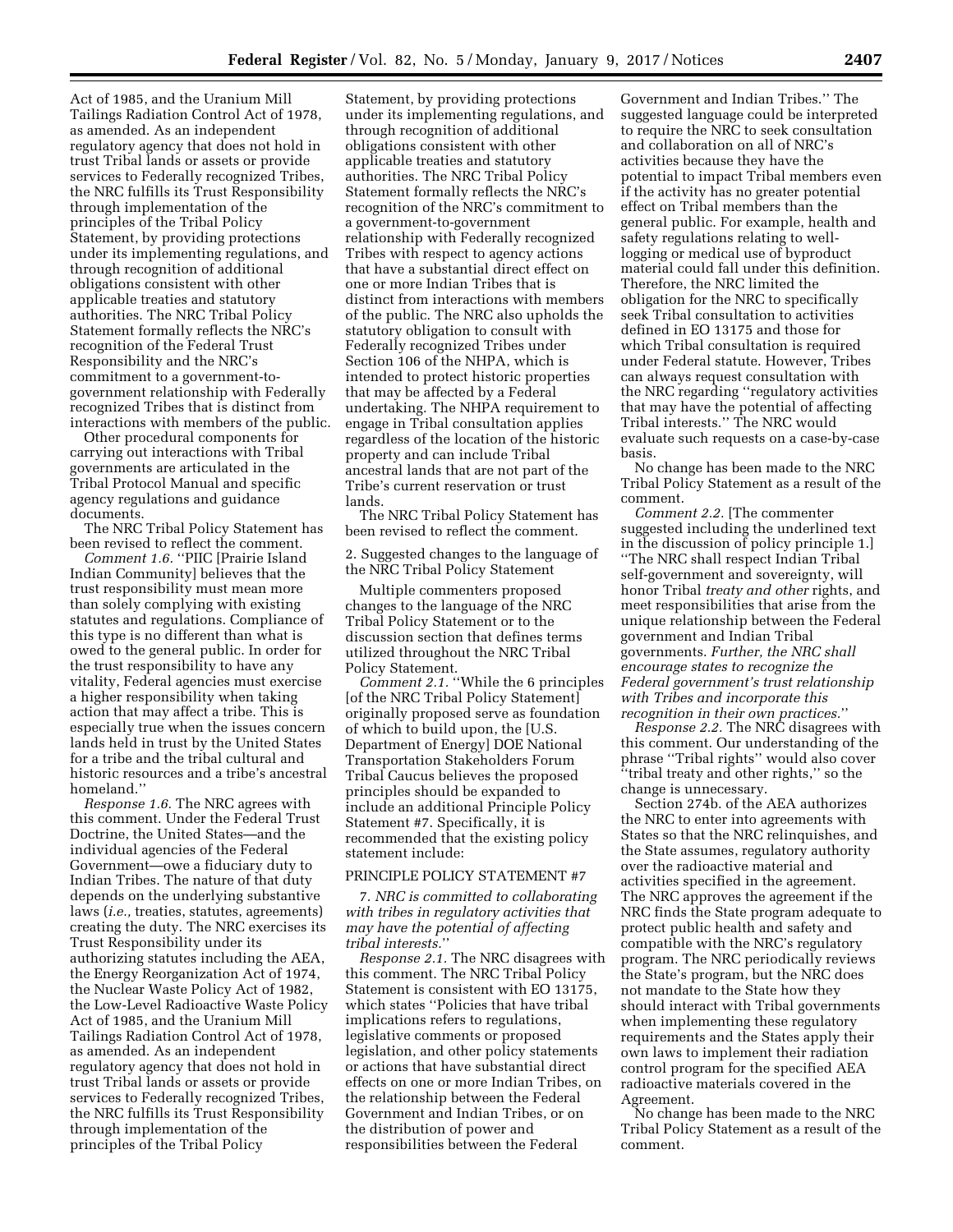Act of 1985, and the Uranium Mill Tailings Radiation Control Act of 1978, as amended. As an independent regulatory agency that does not hold in trust Tribal lands or assets or provide services to Federally recognized Tribes, the NRC fulfills its Trust Responsibility through implementation of the principles of the Tribal Policy Statement, by providing protections under its implementing regulations, and through recognition of additional obligations consistent with other applicable treaties and statutory authorities. The NRC Tribal Policy Statement formally reflects the NRC's recognition of the Federal Trust Responsibility and the NRC's commitment to a government-to-government relationship with Federally recognized Tribes that is distinct from interactions with members of the public.

Other procedural components for carrying out interactions with Tribal governments are articulated in the Tribal Protocol Manual and specific agency regulations and guidance documents.

The NRC Tribal Policy Statement has been revised to reflect the comment.

*Comment 1.6.* ''PIIC [Prairie Island Indian Community] believes that the trust responsibility must mean more than solely complying with existing statutes and regulations. Compliance of this type is no different than what is owed to the general public. In order for the trust responsibility to have any vitality, Federal agencies must exercise a higher responsibility when taking action that may affect a tribe. This is especially true when the issues concern lands held in trust by the United States for a tribe and the tribal cultural and historic resources and a tribe's ancestral homeland.''

*Response 1.6.* The NRC agrees with this comment. Under the Federal Trust Doctrine, the United States—and the individual agencies of the Federal Government—owe a fiduciary duty to Indian Tribes. The nature of that duty depends on the underlying substantive laws (*i.e.,* treaties, statutes, agreements) creating the duty. The NRC exercises its Trust Responsibility under its authorizing statutes including the AEA, the Energy Reorganization Act of 1974, the Nuclear Waste Policy Act of 1982, the Low-Level Radioactive Waste Policy Act of 1985, and the Uranium Mill Tailings Radiation Control Act of 1978, as amended. As an independent regulatory agency that does not hold in trust Tribal lands or assets or provide services to Federally recognized Tribes, the NRC fulfills its Trust Responsibility through implementation of the principles of the Tribal Policy Statement, by providing protections under its implementing regulations, and through recognition of additional obligations consistent with other applicable treaties and statutory authorities. The NRC Tribal Policy Statement formally reflects the NRC's recognition of the NRC's commitment to a government-to-government relationship with Federally recognized Tribes with respect to agency actions that have a substantial direct effect on one or more Indian Tribes that is distinct from interactions with members of the public. The NRC also upholds the statutory obligation to consult with Federally recognized Tribes under Section 106 of the NHPA, which is intended to protect historic properties that may be affected by a Federal undertaking. The NHPA requirement to engage in Tribal consultation applies regardless of the location of the historic property and can include Tribal ancestral lands that are not part of the Tribe's current reservation or trust lands.

The NRC Tribal Policy Statement has been revised to reflect the comment.

2. Suggested changes to the language of the NRC Tribal Policy Statement

Multiple commenters proposed changes to the language of the NRC Tribal Policy Statement or to the discussion section that defines terms utilized throughout the NRC Tribal Policy Statement.

*Comment 2.1.* ''While the 6 principles [of the NRC Tribal Policy Statement] originally proposed serve as foundation of which to build upon, the [U.S. Department of Energy] DOE National Transportation Stakeholders Forum Tribal Caucus believes the proposed principles should be expanded to include an additional Principle Policy Statement #7. Specifically, it is recommended that the existing policy statement include:

PRINCIPLE POLICY STATEMENT #7

7. *NRC is committed to collaborating with tribes in regulatory activities that may have the potential of affecting tribal interests.*''

*Response 2.1.* The NRC disagrees with this comment. The NRC Tribal Policy Statement is consistent with EO 13175, which states ''Policies that have tribal implications refers to regulations, legislative comments or proposed legislation, and other policy statements or actions that have substantial direct effects on one or more Indian Tribes, on the relationship between the Federal Government and Indian Tribes, or on the distribution of power and responsibilities between the Federal Government and Indian Tribes.'' The suggested language could be interpreted to require the NRC to seek consultation and collaboration on all of NRC's activities because they have the potential to impact Tribal members even if the activity has no greater potential effect on Tribal members than the general public. For example, health and safety regulations relating to well-logging or medical use of byproduct material could fall under this definition. Therefore, the NRC limited the obligation for the NRC to specifically seek Tribal consultation to activities defined in EO 13175 and those for which Tribal consultation is required under Federal statute. However, Tribes can always request consultation with the NRC regarding ''regulatory activities that may have the potential of affecting Tribal interests.'' The NRC would evaluate such requests on a case-by-case basis.

No change has been made to the NRC Tribal Policy Statement as a result of the comment.

*Comment 2.2.* [The commenter suggested including the underlined text in the discussion of policy principle 1.] ''The NRC shall respect Indian Tribal self-government and sovereignty, will honor Tribal *treaty and other* rights, and meet responsibilities that arise from the unique relationship between the Federal government and Indian Tribal governments. *Further, the NRC shall encourage states to recognize the Federal government's trust relationship with Tribes and incorporate this recognition in their own practices.*''

*Response 2.2.* The NRC disagrees with this comment. Our understanding of the phrase ''Tribal rights'' would also cover ''tribal treaty and other rights,'' so the change is unnecessary.

Section 274b. of the AEA authorizes the NRC to enter into agreements with States so that the NRC relinquishes, and the State assumes, regulatory authority over the radioactive material and activities specified in the agreement. The NRC approves the agreement if the NRC finds the State program adequate to protect public health and safety and compatible with the NRC's regulatory program. The NRC periodically reviews the State's program, but the NRC does not mandate to the State how they should interact with Tribal governments when implementing these regulatory requirements and the States apply their own laws to implement their radiation control program for the specified AEA radioactive materials covered in the Agreement.

No change has been made to the NRC Tribal Policy Statement as a result of the comment.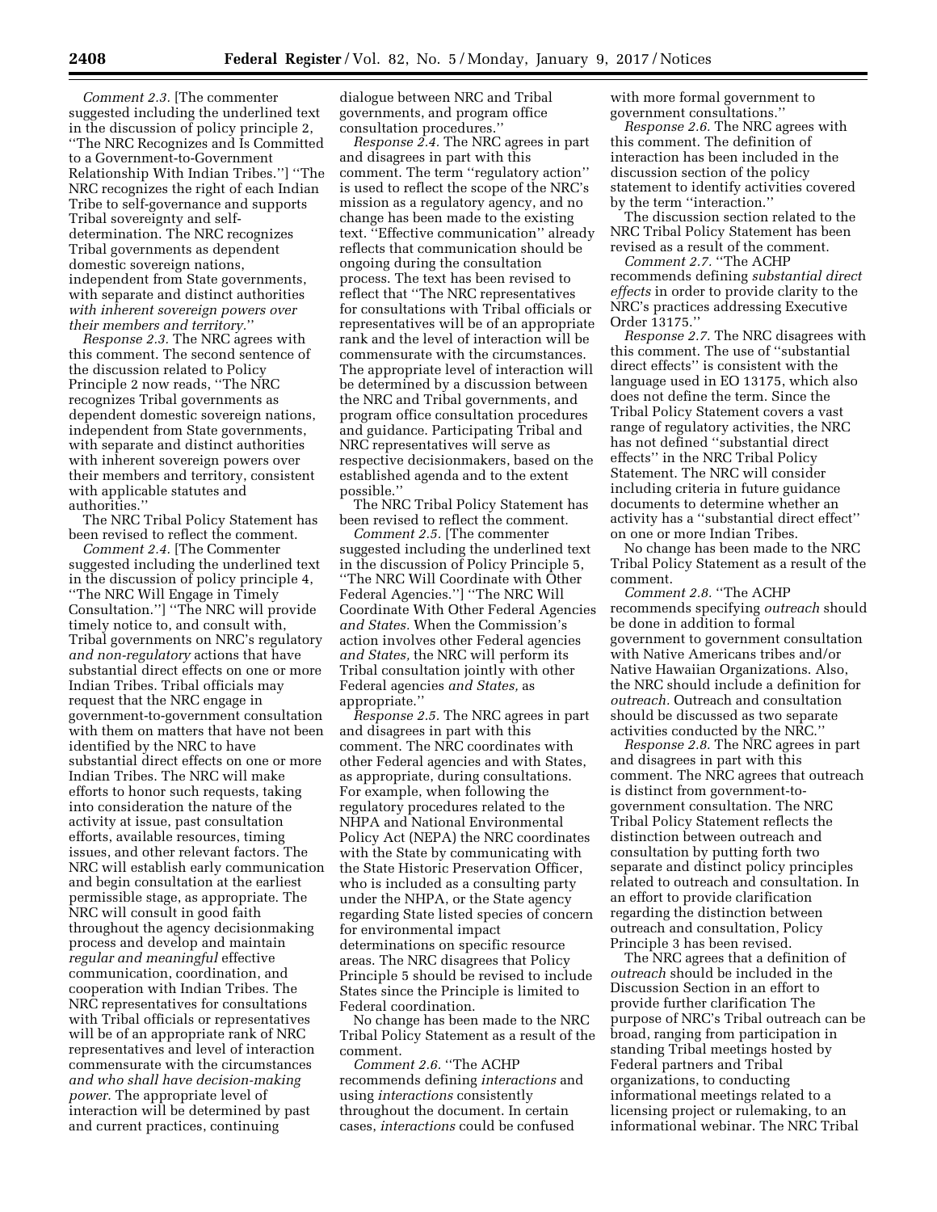*Comment 2.3.* [The commenter suggested including the underlined text in the discussion of policy principle 2, ''The NRC Recognizes and Is Committed to a Government-to-Government Relationship With Indian Tribes.''] ''The NRC recognizes the right of each Indian Tribe to self-governance and supports Tribal sovereignty and self-determination. The NRC recognizes Tribal governments as dependent domestic sovereign nations, independent from State governments, with separate and distinct authorities *with inherent sovereign powers over their members and territory.*''

*Response 2.3.* The NRC agrees with this comment. The second sentence of the discussion related to Policy Principle 2 now reads, ''The NRC recognizes Tribal governments as dependent domestic sovereign nations, independent from State governments, with separate and distinct authorities with inherent sovereign powers over their members and territory, consistent with applicable statutes and authorities.''

The NRC Tribal Policy Statement has been revised to reflect the comment.

*Comment 2.4.* [The Commenter suggested including the underlined text in the discussion of policy principle 4, ''The NRC Will Engage in Timely Consultation.''] ''The NRC will provide timely notice to, and consult with, Tribal governments on NRC's regulatory *and non-regulatory* actions that have substantial direct effects on one or more Indian Tribes. Tribal officials may request that the NRC engage in government-to-government consultation with them on matters that have not been identified by the NRC to have substantial direct effects on one or more Indian Tribes. The NRC will make efforts to honor such requests, taking into consideration the nature of the activity at issue, past consultation efforts, available resources, timing issues, and other relevant factors. The NRC will establish early communication and begin consultation at the earliest permissible stage, as appropriate. The NRC will consult in good faith throughout the agency decisionmaking process and develop and maintain *regular and meaningful* effective communication, coordination, and cooperation with Indian Tribes. The NRC representatives for consultations with Tribal officials or representatives will be of an appropriate rank of NRC representatives and level of interaction commensurate with the circumstances *and who shall have decision-making power.* The appropriate level of interaction will be determined by past and current practices, continuing dialogue between NRC and Tribal governments, and program office consultation procedures.''

*Response 2.4.* The NRC agrees in part and disagrees in part with this comment. The term ''regulatory action'' is used to reflect the scope of the NRC's mission as a regulatory agency, and no change has been made to the existing text. ''Effective communication'' already reflects that communication should be ongoing during the consultation process. The text has been revised to reflect that ''The NRC representatives for consultations with Tribal officials or representatives will be of an appropriate rank and the level of interaction will be commensurate with the circumstances. The appropriate level of interaction will be determined by a discussion between the NRC and Tribal governments, and program office consultation procedures and guidance. Participating Tribal and NRC representatives will serve as respective decisionmakers, based on the established agenda and to the extent possible.''

The NRC Tribal Policy Statement has been revised to reflect the comment.

*Comment 2.5.* [The commenter suggested including the underlined text in the discussion of Policy Principle 5, ''The NRC Will Coordinate with Other Federal Agencies.''] ''The NRC Will Coordinate With Other Federal Agencies *and States.* When the Commission's action involves other Federal agencies *and States,* the NRC will perform its Tribal consultation jointly with other Federal agencies *and States,* as appropriate.''

*Response 2.5.* The NRC agrees in part and disagrees in part with this comment. The NRC coordinates with other Federal agencies and with States, as appropriate, during consultations. For example, when following the regulatory procedures related to the NHPA and National Environmental Policy Act (NEPA) the NRC coordinates with the State by communicating with the State Historic Preservation Officer, who is included as a consulting party under the NHPA, or the State agency regarding State listed species of concern for environmental impact determinations on specific resource areas. The NRC disagrees that Policy Principle 5 should be revised to include States since the Principle is limited to Federal coordination.

No change has been made to the NRC Tribal Policy Statement as a result of the comment.

*Comment 2.6.* ''The ACHP recommends defining *interactions* and using *interactions* consistently throughout the document. In certain cases, *interactions* could be confused with more formal government to government consultations.''

*Response 2.6.* The NRC agrees with this comment. The definition of interaction has been included in the discussion section of the policy statement to identify activities covered by the term ''interaction.''

The discussion section related to the NRC Tribal Policy Statement has been revised as a result of the comment.

*Comment 2.7.* ''The ACHP recommends defining *substantial direct effects* in order to provide clarity to the NRC's practices addressing Executive Order 13175.''

*Response 2.7.* The NRC disagrees with this comment. The use of ''substantial direct effects'' is consistent with the language used in EO 13175, which also does not define the term. Since the Tribal Policy Statement covers a vast range of regulatory activities, the NRC has not defined ''substantial direct effects'' in the NRC Tribal Policy Statement. The NRC will consider including criteria in future guidance documents to determine whether an activity has a ''substantial direct effect'' on one or more Indian Tribes.

No change has been made to the NRC Tribal Policy Statement as a result of the comment.

*Comment 2.8.* ''The ACHP recommends specifying *outreach* should be done in addition to formal government to government consultation with Native Americans tribes and/or Native Hawaiian Organizations. Also, the NRC should include a definition for *outreach.* Outreach and consultation should be discussed as two separate activities conducted by the NRC.''

*Response 2.8.* The NRC agrees in part and disagrees in part with this comment. The NRC agrees that outreach is distinct from government-to-government consultation. The NRC Tribal Policy Statement reflects the distinction between outreach and consultation by putting forth two separate and distinct policy principles related to outreach and consultation. In an effort to provide clarification regarding the distinction between outreach and consultation, Policy Principle 3 has been revised.

The NRC agrees that a definition of *outreach* should be included in the Discussion Section in an effort to provide further clarification The purpose of NRC's Tribal outreach can be broad, ranging from participation in standing Tribal meetings hosted by Federal partners and Tribal organizations, to conducting informational meetings related to a licensing project or rulemaking, to an informational webinar. The NRC Tribal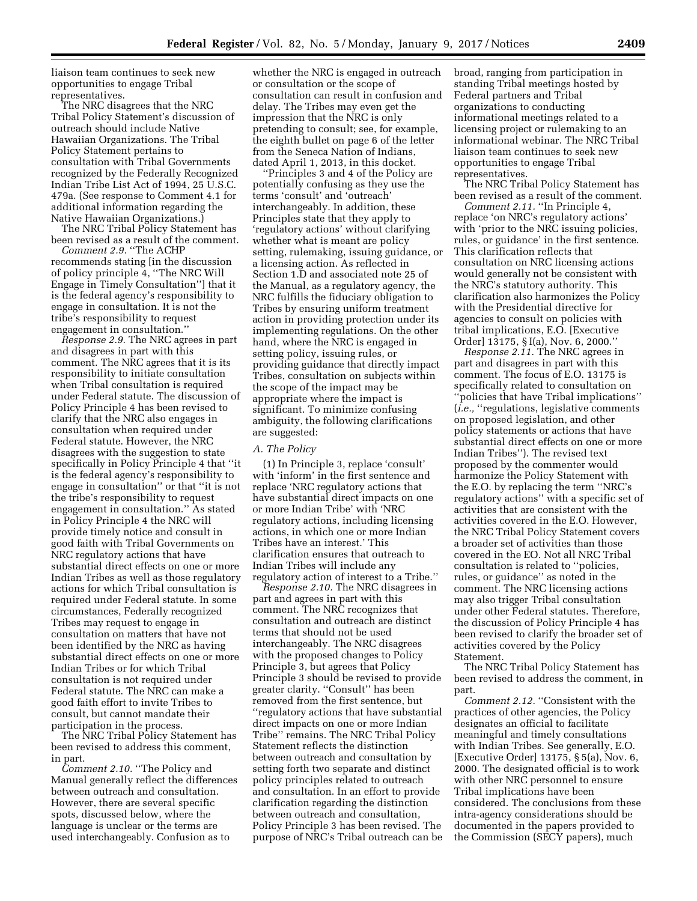liaison team continues to seek new opportunities to engage Tribal representatives.

The NRC disagrees that the NRC Tribal Policy Statement's discussion of outreach should include Native Hawaiian Organizations. The Tribal Policy Statement pertains to consultation with Tribal Governments recognized by the Federally Recognized Indian Tribe List Act of 1994, 25 U.S.C. 479a. (See response to Comment 4.1 for additional information regarding the Native Hawaiian Organizations.)

The NRC Tribal Policy Statement has been revised as a result of the comment.

*Comment 2.9.* ''The ACHP recommends stating [in the discussion of policy principle 4, ''The NRC Will Engage in Timely Consultation''] that it is the federal agency's responsibility to engage in consultation. It is not the tribe's responsibility to request engagement in consultation.''

*Response 2.9.* The NRC agrees in part and disagrees in part with this comment. The NRC agrees that it is its responsibility to initiate consultation when Tribal consultation is required under Federal statute. The discussion of Policy Principle 4 has been revised to clarify that the NRC also engages in consultation when required under Federal statute. However, the NRC disagrees with the suggestion to state specifically in Policy Principle 4 that ''it is the federal agency's responsibility to engage in consultation'' or that ''it is not the tribe's responsibility to request engagement in consultation.'' As stated in Policy Principle 4 the NRC will provide timely notice and consult in good faith with Tribal Governments on NRC regulatory actions that have substantial direct effects on one or more Indian Tribes as well as those regulatory actions for which Tribal consultation is required under Federal statute. In some circumstances, Federally recognized Tribes may request to engage in consultation on matters that have not been identified by the NRC as having substantial direct effects on one or more Indian Tribes or for which Tribal consultation is not required under Federal statute. The NRC can make a good faith effort to invite Tribes to consult, but cannot mandate their participation in the process.

The NRC Tribal Policy Statement has been revised to address this comment, in part.

*Comment 2.10.* ''The Policy and Manual generally reflect the differences between outreach and consultation. However, there are several specific spots, discussed below, where the language is unclear or the terms are used interchangeably. Confusion as to whether the NRC is engaged in outreach or consultation or the scope of consultation can result in confusion and delay. The Tribes may even get the impression that the NRC is only pretending to consult; see, for example, the eighth bullet on page 6 of the letter from the Seneca Nation of Indians, dated April 1, 2013, in this docket.

''Principles 3 and 4 of the Policy are potentially confusing as they use the terms 'consult' and 'outreach' interchangeably. In addition, these Principles state that they apply to 'regulatory actions' without clarifying whether what is meant are policy setting, rulemaking, issuing guidance, or a licensing action. As reflected in Section 1.D and associated note 25 of the Manual, as a regulatory agency, the NRC fulfills the fiduciary obligation to Tribes by ensuring uniform treatment action in providing protection under its implementing regulations. On the other hand, where the NRC is engaged in setting policy, issuing rules, or providing guidance that directly impact Tribes, consultation on subjects within the scope of the impact may be appropriate where the impact is significant. To minimize confusing ambiguity, the following clarifications are suggested:

*A. The Policy*

(1) In Principle 3, replace 'consult' with 'inform' in the first sentence and replace 'NRC regulatory actions that have substantial direct impacts on one or more Indian Tribe' with 'NRC regulatory actions, including licensing actions, in which one or more Indian Tribes have an interest.' This clarification ensures that outreach to Indian Tribes will include any regulatory action of interest to a Tribe.''

*Response 2.10.* The NRC disagrees in part and agrees in part with this comment. The NRC recognizes that consultation and outreach are distinct terms that should not be used interchangeably. The NRC disagrees with the proposed changes to Policy Principle 3, but agrees that Policy Principle 3 should be revised to provide greater clarity. ''Consult'' has been removed from the first sentence, but ''regulatory actions that have substantial direct impacts on one or more Indian Tribe'' remains. The NRC Tribal Policy Statement reflects the distinction between outreach and consultation by setting forth two separate and distinct policy principles related to outreach and consultation. In an effort to provide clarification regarding the distinction between outreach and consultation, Policy Principle 3 has been revised. The purpose of NRC's Tribal outreach can be broad, ranging from participation in standing Tribal meetings hosted by Federal partners and Tribal organizations to conducting informational meetings related to a licensing project or rulemaking to an informational webinar. The NRC Tribal liaison team continues to seek new opportunities to engage Tribal representatives.

The NRC Tribal Policy Statement has been revised as a result of the comment.

*Comment 2.11.* ''In Principle 4, replace 'on NRC's regulatory actions' with 'prior to the NRC issuing policies, rules, or guidance' in the first sentence. This clarification reflects that consultation on NRC licensing actions would generally not be consistent with the NRC's statutory authority. This clarification also harmonizes the Policy with the Presidential directive for agencies to consult on policies with tribal implications, E.O. [Executive Order] 13175, § I(a), Nov. 6, 2000.''

*Response 2.11.* The NRC agrees in part and disagrees in part with this comment. The focus of E.O. 13175 is specifically related to consultation on ''policies that have Tribal implications'' (*i.e.,* ''regulations, legislative comments on proposed legislation, and other policy statements or actions that have substantial direct effects on one or more Indian Tribes''). The revised text proposed by the commenter would harmonize the Policy Statement with the E.O. by replacing the term ''NRC's regulatory actions'' with a specific set of activities that are consistent with the activities covered in the E.O. However, the NRC Tribal Policy Statement covers a broader set of activities than those covered in the EO. Not all NRC Tribal consultation is related to ''policies, rules, or guidance'' as noted in the comment. The NRC licensing actions may also trigger Tribal consultation under other Federal statutes. Therefore, the discussion of Policy Principle 4 has been revised to clarify the broader set of activities covered by the Policy Statement.

The NRC Tribal Policy Statement has been revised to address the comment, in part.

*Comment 2.12.* ''Consistent with the practices of other agencies, the Policy designates an official to facilitate meaningful and timely consultations with Indian Tribes. See generally, E.O. [Executive Order] 13175, § 5(a), Nov. 6, 2000. The designated official is to work with other NRC personnel to ensure Tribal implications have been considered. The conclusions from these intra-agency considerations should be documented in the papers provided to the Commission (SECY papers), much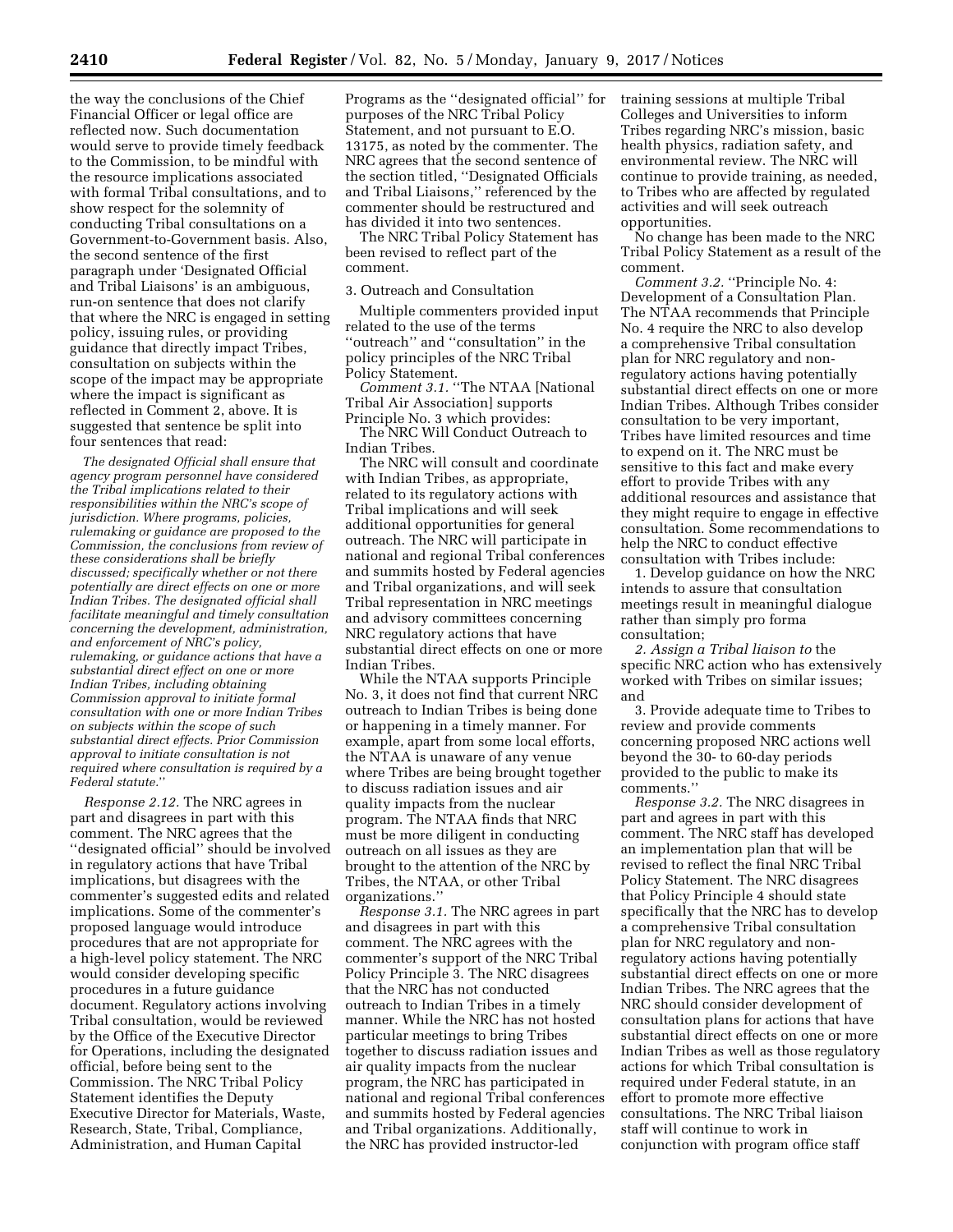the way the conclusions of the Chief Financial Officer or legal office are reflected now. Such documentation would serve to provide timely feedback to the Commission, to be mindful with the resource implications associated with formal Tribal consultations, and to show respect for the solemnity of conducting Tribal consultations on a Government-to-Government basis. Also, the second sentence of the first paragraph under 'Designated Official and Tribal Liaisons' is an ambiguous, run-on sentence that does not clarify that where the NRC is engaged in setting policy, issuing rules, or providing guidance that directly impact Tribes, consultation on subjects within the scope of the impact may be appropriate where the impact is significant as reflected in Comment 2, above. It is suggested that sentence be split into four sentences that read:

*The designated Official shall ensure that agency program personnel have considered the Tribal implications related to their responsibilities within the NRC's scope of jurisdiction. Where programs, policies, rulemaking or guidance are proposed to the Commission, the conclusions from review of these considerations shall be briefly discussed; specifically whether or not there potentially are direct effects on one or more Indian Tribes. The designated official shall facilitate meaningful and timely consultation concerning the development, administration, and enforcement of NRC's policy, rulemaking, or guidance actions that have a substantial direct effect on one or more Indian Tribes, including obtaining Commission approval to initiate formal consultation with one or more Indian Tribes on subjects within the scope of such substantial direct effects. Prior Commission approval to initiate consultation is not required where consultation is required by a Federal statute.*''

*Response 2.12.* The NRC agrees in part and disagrees in part with this comment. The NRC agrees that the ''designated official'' should be involved in regulatory actions that have Tribal implications, but disagrees with the commenter's suggested edits and related implications. Some of the commenter's proposed language would introduce procedures that are not appropriate for a high-level policy statement. The NRC would consider developing specific procedures in a future guidance document. Regulatory actions involving Tribal consultation, would be reviewed by the Office of the Executive Director for Operations, including the designated official, before being sent to the Commission. The NRC Tribal Policy Statement identifies the Deputy Executive Director for Materials, Waste, Research, State, Tribal, Compliance, Administration, and Human Capital Programs as the ''designated official'' for purposes of the NRC Tribal Policy Statement, and not pursuant to E.O. 13175, as noted by the commenter. The NRC agrees that the second sentence of the section titled, ''Designated Officials and Tribal Liaisons,'' referenced by the commenter should be restructured and has divided it into two sentences.

The NRC Tribal Policy Statement has been revised to reflect part of the comment.

3. Outreach and Consultation

Multiple commenters provided input related to the use of the terms ''outreach'' and ''consultation'' in the policy principles of the NRC Tribal Policy Statement.

*Comment 3.1.* ''The NTAA [National Tribal Air Association] supports Principle No. 3 which provides:

The NRC Will Conduct Outreach to Indian Tribes.

The NRC will consult and coordinate with Indian Tribes, as appropriate, related to its regulatory actions with Tribal implications and will seek additional opportunities for general outreach. The NRC will participate in national and regional Tribal conferences and summits hosted by Federal agencies and Tribal organizations, and will seek Tribal representation in NRC meetings and advisory committees concerning NRC regulatory actions that have substantial direct effects on one or more Indian Tribes.

While the NTAA supports Principle No. 3, it does not find that current NRC outreach to Indian Tribes is being done or happening in a timely manner. For example, apart from some local efforts, the NTAA is unaware of any venue where Tribes are being brought together to discuss radiation issues and air quality impacts from the nuclear program. The NTAA finds that NRC must be more diligent in conducting outreach on all issues as they are brought to the attention of the NRC by Tribes, the NTAA, or other Tribal organizations.''

*Response 3.1.* The NRC agrees in part and disagrees in part with this comment. The NRC agrees with the commenter's support of the NRC Tribal Policy Principle 3. The NRC disagrees that the NRC has not conducted outreach to Indian Tribes in a timely manner. While the NRC has not hosted particular meetings to bring Tribes together to discuss radiation issues and air quality impacts from the nuclear program, the NRC has participated in national and regional Tribal conferences and summits hosted by Federal agencies and Tribal organizations. Additionally, the NRC has provided instructor-led training sessions at multiple Tribal Colleges and Universities to inform Tribes regarding NRC's mission, basic health physics, radiation safety, and environmental review. The NRC will continue to provide training, as needed, to Tribes who are affected by regulated activities and will seek outreach opportunities.

No change has been made to the NRC Tribal Policy Statement as a result of the comment.

*Comment 3.2.* ''Principle No. 4: Development of a Consultation Plan. The NTAA recommends that Principle No. 4 require the NRC to also develop a comprehensive Tribal consultation plan for NRC regulatory and non-regulatory actions having potentially substantial direct effects on one or more Indian Tribes. Although Tribes consider consultation to be very important, Tribes have limited resources and time to expend on it. The NRC must be sensitive to this fact and make every effort to provide Tribes with any additional resources and assistance that they might require to engage in effective consultation. Some recommendations to help the NRC to conduct effective consultation with Tribes include:

1. Develop guidance on how the NRC intends to assure that consultation meetings result in meaningful dialogue rather than simply pro forma consultation;

2. *Assign a Tribal liaison to* the specific NRC action who has extensively worked with Tribes on similar issues; and

3. Provide adequate time to Tribes to review and provide comments concerning proposed NRC actions well beyond the 30- to 60-day periods provided to the public to make its comments.''

*Response 3.2.* The NRC disagrees in part and agrees in part with this comment. The NRC staff has developed an implementation plan that will be revised to reflect the final NRC Tribal Policy Statement. The NRC disagrees that Policy Principle 4 should state specifically that the NRC has to develop a comprehensive Tribal consultation plan for NRC regulatory and non-regulatory actions having potentially substantial direct effects on one or more Indian Tribes. The NRC agrees that the NRC should consider development of consultation plans for actions that have substantial direct effects on one or more Indian Tribes as well as those regulatory actions for which Tribal consultation is required under Federal statute, in an effort to promote more effective consultations. The NRC Tribal liaison staff will continue to work in conjunction with program office staff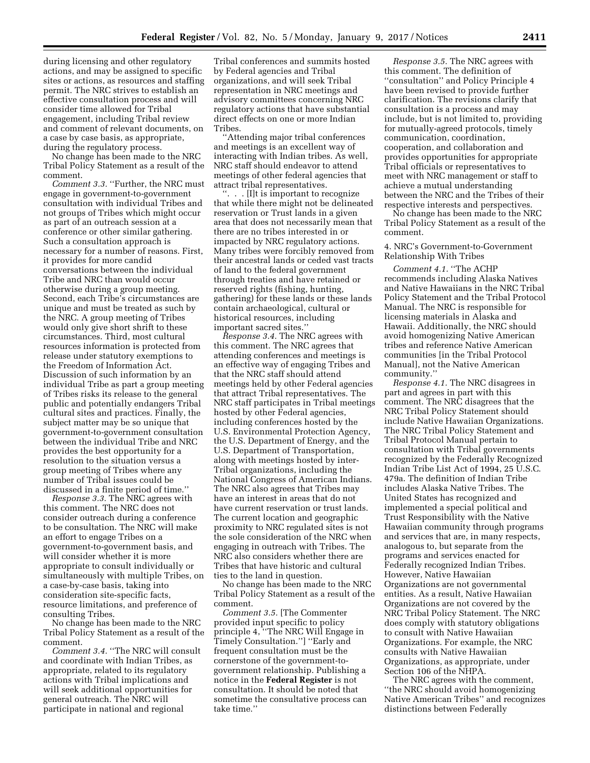during licensing and other regulatory actions, and may be assigned to specific sites or actions, as resources and staffing permit. The NRC strives to establish an effective consultation process and will consider time allowed for Tribal engagement, including Tribal review and comment of relevant documents, on a case by case basis, as appropriate, during the regulatory process.

No change has been made to the NRC Tribal Policy Statement as a result of the comment.

*Comment 3.3.* ''Further, the NRC must engage in government-to-government consultation with individual Tribes and not groups of Tribes which might occur as part of an outreach session at a conference or other similar gathering. Such a consultation approach is necessary for a number of reasons. First, it provides for more candid conversations between the individual Tribe and NRC than would occur otherwise during a group meeting. Second, each Tribe's circumstances are unique and must be treated as such by the NRC. A group meeting of Tribes would only give short shrift to these circumstances. Third, most cultural resources information is protected from release under statutory exemptions to the Freedom of Information Act. Discussion of such information by an individual Tribe as part a group meeting of Tribes risks its release to the general public and potentially endangers Tribal cultural sites and practices. Finally, the subject matter may be so unique that government-to-government consultation between the individual Tribe and NRC provides the best opportunity for a resolution to the situation versus a group meeting of Tribes where any number of Tribal issues could be discussed in a finite period of time.''

*Response 3.3.* The NRC agrees with this comment. The NRC does not consider outreach during a conference to be consultation. The NRC will make an effort to engage Tribes on a government-to-government basis, and will consider whether it is more appropriate to consult individually or simultaneously with multiple Tribes, on a case-by-case basis, taking into consideration site-specific facts, resource limitations, and preference of consulting Tribes.

No change has been made to the NRC Tribal Policy Statement as a result of the comment.

*Comment 3.4.* ''The NRC will consult and coordinate with Indian Tribes, as appropriate, related to its regulatory actions with Tribal implications and will seek additional opportunities for general outreach. The NRC will participate in national and regional Tribal conferences and summits hosted by Federal agencies and Tribal organizations, and will seek Tribal representation in NRC meetings and advisory committees concerning NRC regulatory actions that have substantial direct effects on one or more Indian Tribes.

''Attending major tribal conferences and meetings is an excellent way of interacting with Indian tribes. As well, NRC staff should endeavor to attend meetings of other federal agencies that attract tribal representatives.

''. . . [I]t is important to recognize that while there might not be delineated reservation or Trust lands in a given area that does not necessarily mean that there are no tribes interested in or impacted by NRC regulatory actions. Many tribes were forcibly removed from their ancestral lands or ceded vast tracts of land to the federal government through treaties and have retained or reserved rights (fishing, hunting, gathering) for these lands or these lands contain archaeological, cultural or historical resources, including important sacred sites.''

*Response 3.4.* The NRC agrees with this comment. The NRC agrees that attending conferences and meetings is an effective way of engaging Tribes and that the NRC staff should attend meetings held by other Federal agencies that attract Tribal representatives. The NRC staff participates in Tribal meetings hosted by other Federal agencies, including conferences hosted by the U.S. Environmental Protection Agency, the U.S. Department of Energy, and the U.S. Department of Transportation, along with meetings hosted by inter-Tribal organizations, including the National Congress of American Indians. The NRC also agrees that Tribes may have an interest in areas that do not have current reservation or trust lands. The current location and geographic proximity to NRC regulated sites is not the sole consideration of the NRC when engaging in outreach with Tribes. The NRC also considers whether there are Tribes that have historic and cultural ties to the land in question.

No change has been made to the NRC Tribal Policy Statement as a result of the comment.

*Comment 3.5.* [The Commenter provided input specific to policy principle 4, ''The NRC Will Engage in Timely Consultation.''] ''Early and frequent consultation must be the cornerstone of the government-to-government relationship. Publishing a notice in the **Federal Register** is not consultation. It should be noted that sometime the consultative process can take time.''

*Response 3.5.* The NRC agrees with this comment. The definition of ''consultation'' and Policy Principle 4 have been revised to provide further clarification. The revisions clarify that consultation is a process and may include, but is not limited to, providing for mutually-agreed protocols, timely communication, coordination, cooperation, and collaboration and provides opportunities for appropriate Tribal officials or representatives to meet with NRC management or staff to achieve a mutual understanding between the NRC and the Tribes of their respective interests and perspectives.

No change has been made to the NRC Tribal Policy Statement as a result of the comment.

4. NRC's Government-to-Government Relationship With Tribes

*Comment 4.1.* ''The ACHP recommends including Alaska Natives and Native Hawaiians in the NRC Tribal Policy Statement and the Tribal Protocol Manual. The NRC is responsible for licensing materials in Alaska and Hawaii. Additionally, the NRC should avoid homogenizing Native American tribes and reference Native American communities [in the Tribal Protocol Manual], not the Native American community.''

*Response 4.1.* The NRC disagrees in part and agrees in part with this comment. The NRC disagrees that the NRC Tribal Policy Statement should include Native Hawaiian Organizations. The NRC Tribal Policy Statement and Tribal Protocol Manual pertain to consultation with Tribal governments recognized by the Federally Recognized Indian Tribe List Act of 1994, 25 U.S.C. 479a. The definition of Indian Tribe includes Alaska Native Tribes. The United States has recognized and implemented a special political and Trust Responsibility with the Native Hawaiian community through programs and services that are, in many respects, analogous to, but separate from the programs and services enacted for Federally recognized Indian Tribes. However, Native Hawaiian Organizations are not governmental entities. As a result, Native Hawaiian Organizations are not covered by the NRC Tribal Policy Statement. The NRC does comply with statutory obligations to consult with Native Hawaiian Organizations. For example, the NRC consults with Native Hawaiian Organizations, as appropriate, under Section 106 of the NHPA.

The NRC agrees with the comment, ''the NRC should avoid homogenizing Native American Tribes'' and recognizes distinctions between Federally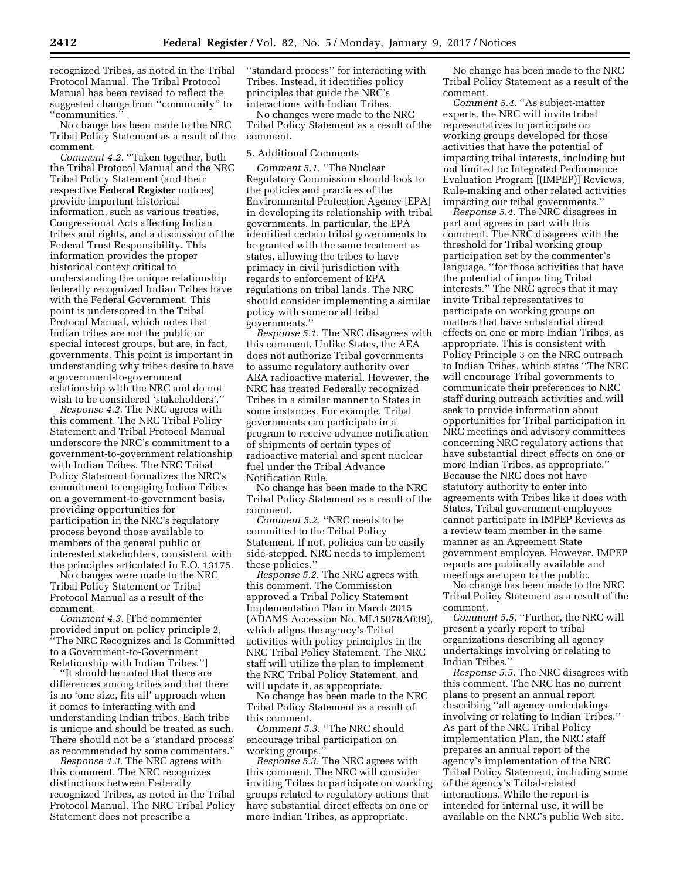recognized Tribes, as noted in the Tribal Protocol Manual. The Tribal Protocol Manual has been revised to reflect the suggested change from ''community'' to ''communities.''

No change has been made to the NRC Tribal Policy Statement as a result of the comment.

*Comment 4.2.* ''Taken together, both the Tribal Protocol Manual and the NRC Tribal Policy Statement (and their respective **Federal Register** notices) provide important historical information, such as various treaties, Congressional Acts affecting Indian tribes and rights, and a discussion of the Federal Trust Responsibility. This information provides the proper historical context critical to understanding the unique relationship federally recognized Indian Tribes have with the Federal Government. This point is underscored in the Tribal Protocol Manual, which notes that Indian tribes are not the public or special interest groups, but are, in fact, governments. This point is important in understanding why tribes desire to have a government-to-government relationship with the NRC and do not wish to be considered 'stakeholders'.''

*Response 4.2.* The NRC agrees with this comment. The NRC Tribal Policy Statement and Tribal Protocol Manual underscore the NRC's commitment to a government-to-government relationship with Indian Tribes. The NRC Tribal Policy Statement formalizes the NRC's commitment to engaging Indian Tribes on a government-to-government basis, providing opportunities for participation in the NRC's regulatory process beyond those available to members of the general public or interested stakeholders, consistent with the principles articulated in E.O. 13175.

No changes were made to the NRC Tribal Policy Statement or Tribal Protocol Manual as a result of the comment.

*Comment 4.3.* [The commenter provided input on policy principle 2, ''The NRC Recognizes and Is Committed to a Government-to-Government Relationship with Indian Tribes.'']

''It should be noted that there are differences among tribes and that there is no 'one size, fits all' approach when it comes to interacting with and understanding Indian tribes. Each tribe is unique and should be treated as such. There should not be a 'standard process' as recommended by some commenters.''

*Response 4.3.* The NRC agrees with this comment. The NRC recognizes distinctions between Federally recognized Tribes, as noted in the Tribal Protocol Manual. The NRC Tribal Policy Statement does not prescribe a ''standard process'' for interacting with Tribes. Instead, it identifies policy principles that guide the NRC's interactions with Indian Tribes.

No changes were made to the NRC Tribal Policy Statement as a result of the comment.

5. Additional Comments

*Comment 5.1.* ''The Nuclear Regulatory Commission should look to the policies and practices of the Environmental Protection Agency [EPA] in developing its relationship with tribal governments. In particular, the EPA identified certain tribal governments to be granted with the same treatment as states, allowing the tribes to have primacy in civil jurisdiction with regards to enforcement of EPA regulations on tribal lands. The NRC should consider implementing a similar policy with some or all tribal governments.''

*Response 5.1.* The NRC disagrees with this comment. Unlike States, the AEA does not authorize Tribal governments to assume regulatory authority over AEA radioactive material. However, the NRC has treated Federally recognized Tribes in a similar manner to States in some instances. For example, Tribal governments can participate in a program to receive advance notification of shipments of certain types of radioactive material and spent nuclear fuel under the Tribal Advance Notification Rule.

No change has been made to the NRC Tribal Policy Statement as a result of the comment.

*Comment 5.2.* ''NRC needs to be committed to the Tribal Policy Statement. If not, policies can be easily side-stepped. NRC needs to implement these policies.''

*Response 5.2.* The NRC agrees with this comment. The Commission approved a Tribal Policy Statement Implementation Plan in March 2015 (ADAMS Accession No. ML15078A039), which aligns the agency's Tribal activities with policy principles in the NRC Tribal Policy Statement. The NRC staff will utilize the plan to implement the NRC Tribal Policy Statement, and will update it, as appropriate.

No change has been made to the NRC Tribal Policy Statement as a result of this comment.

*Comment 5.3.* ''The NRC should encourage tribal participation on working groups.''

*Response 5.3.* The NRC agrees with this comment. The NRC will consider inviting Tribes to participate on working groups related to regulatory actions that have substantial direct effects on one or more Indian Tribes, as appropriate.

No change has been made to the NRC Tribal Policy Statement as a result of the comment.

*Comment 5.4.* ''As subject-matter experts, the NRC will invite tribal representatives to participate on working groups developed for those activities that have the potential of impacting tribal interests, including but not limited to: Integrated Performance Evaluation Program [(IMPEP)] Reviews, Rule-making and other related activities impacting our tribal governments.''

*Response 5.4.* The NRC disagrees in part and agrees in part with this comment. The NRC disagrees with the threshold for Tribal working group participation set by the commenter's language, ''for those activities that have the potential of impacting Tribal interests.'' The NRC agrees that it may invite Tribal representatives to participate on working groups on matters that have substantial direct effects on one or more Indian Tribes, as appropriate. This is consistent with Policy Principle 3 on the NRC outreach to Indian Tribes, which states ''The NRC will encourage Tribal governments to communicate their preferences to NRC staff during outreach activities and will seek to provide information about opportunities for Tribal participation in NRC meetings and advisory committees concerning NRC regulatory actions that have substantial direct effects on one or more Indian Tribes, as appropriate.'' Because the NRC does not have statutory authority to enter into agreements with Tribes like it does with States, Tribal government employees cannot participate in IMPEP Reviews as a review team member in the same manner as an Agreement State government employee. However, IMPEP reports are publically available and meetings are open to the public.

No change has been made to the NRC Tribal Policy Statement as a result of the comment.

*Comment 5.5.* ''Further, the NRC will present a yearly report to tribal organizations describing all agency undertakings involving or relating to Indian Tribes.''

*Response 5.5.* The NRC disagrees with this comment. The NRC has no current plans to present an annual report describing ''all agency undertakings involving or relating to Indian Tribes.'' As part of the NRC Tribal Policy implementation Plan, the NRC staff prepares an annual report of the agency's implementation of the NRC Tribal Policy Statement, including some of the agency's Tribal-related interactions. While the report is intended for internal use, it will be available on the NRC's public Web site.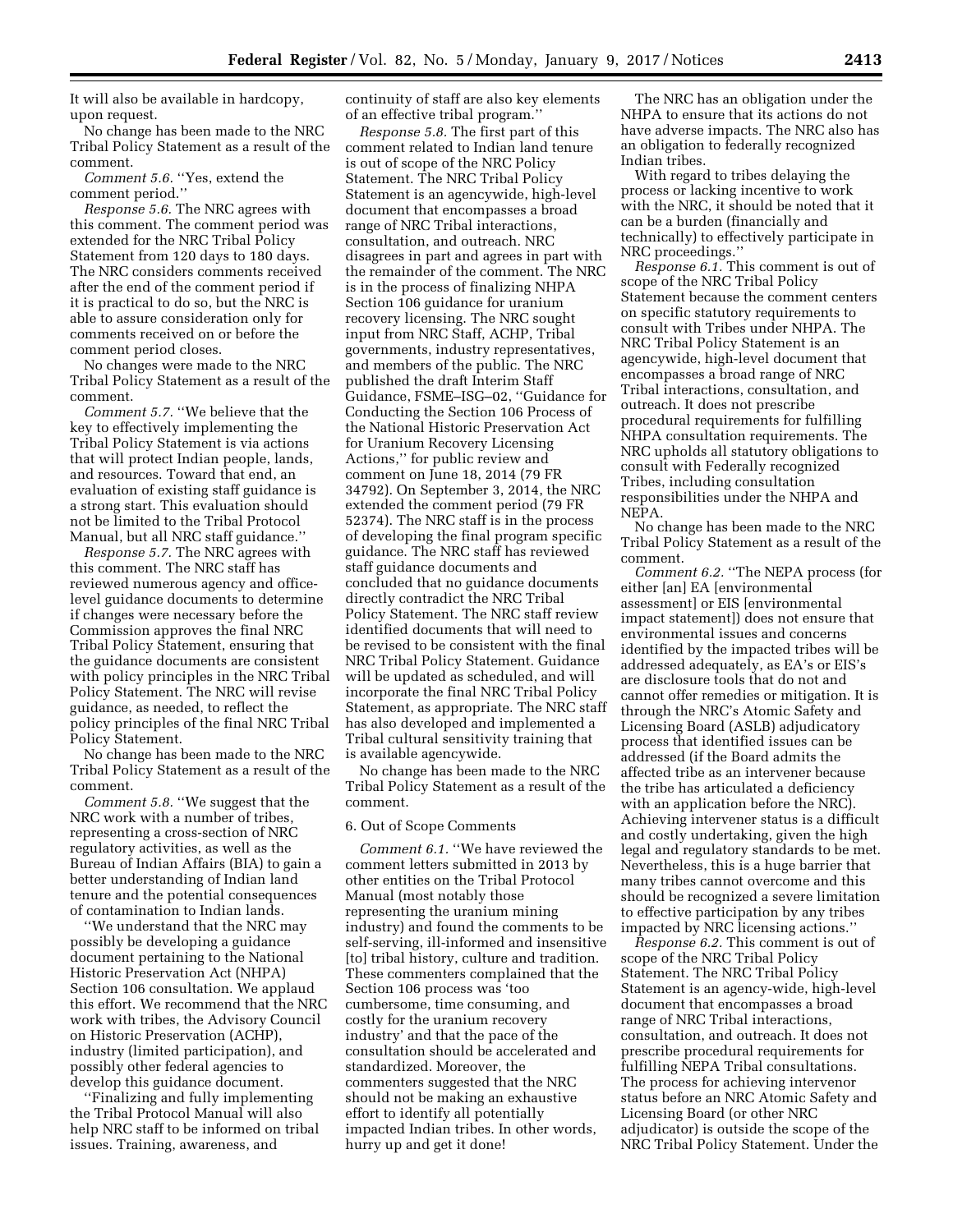It will also be available in hardcopy, upon request.

No change has been made to the NRC Tribal Policy Statement as a result of the comment.

*Comment 5.6.* ''Yes, extend the comment period.''

*Response 5.6.* The NRC agrees with this comment. The comment period was extended for the NRC Tribal Policy Statement from 120 days to 180 days. The NRC considers comments received after the end of the comment period if it is practical to do so, but the NRC is able to assure consideration only for comments received on or before the comment period closes.

No changes were made to the NRC Tribal Policy Statement as a result of the comment.

*Comment 5.7.* ''We believe that the key to effectively implementing the Tribal Policy Statement is via actions that will protect Indian people, lands, and resources. Toward that end, an evaluation of existing staff guidance is a strong start. This evaluation should not be limited to the Tribal Protocol Manual, but all NRC staff guidance.''

*Response 5.7.* The NRC agrees with this comment. The NRC staff has reviewed numerous agency and office-level guidance documents to determine if changes were necessary before the Commission approves the final NRC Tribal Policy Statement, ensuring that the guidance documents are consistent with policy principles in the NRC Tribal Policy Statement. The NRC will revise guidance, as needed, to reflect the policy principles of the final NRC Tribal Policy Statement.

No change has been made to the NRC Tribal Policy Statement as a result of the comment.

*Comment 5.8.* ''We suggest that the NRC work with a number of tribes, representing a cross-section of NRC regulatory activities, as well as the Bureau of Indian Affairs (BIA) to gain a better understanding of Indian land tenure and the potential consequences of contamination to Indian lands.

''We understand that the NRC may possibly be developing a guidance document pertaining to the National Historic Preservation Act (NHPA) Section 106 consultation. We applaud this effort. We recommend that the NRC work with tribes, the Advisory Council on Historic Preservation (ACHP), industry (limited participation), and possibly other federal agencies to develop this guidance document.

''Finalizing and fully implementing the Tribal Protocol Manual will also help NRC staff to be informed on tribal issues. Training, awareness, and continuity of staff are also key elements of an effective tribal program.''

*Response 5.8.* The first part of this comment related to Indian land tenure is out of scope of the NRC Policy Statement. The NRC Tribal Policy Statement is an agencywide, high-level document that encompasses a broad range of NRC Tribal interactions, consultation, and outreach. NRC disagrees in part and agrees in part with the remainder of the comment. The NRC is in the process of finalizing NHPA Section 106 guidance for uranium recovery licensing. The NRC sought input from NRC Staff, ACHP, Tribal governments, industry representatives, and members of the public. The NRC published the draft Interim Staff Guidance, FSME–ISG–02, ''Guidance for Conducting the Section 106 Process of the National Historic Preservation Act for Uranium Recovery Licensing Actions,'' for public review and comment on June 18, 2014 (79 FR 34792). On September 3, 2014, the NRC extended the comment period (79 FR 52374). The NRC staff is in the process of developing the final program specific guidance. The NRC staff has reviewed staff guidance documents and concluded that no guidance documents directly contradict the NRC Tribal Policy Statement. The NRC staff review identified documents that will need to be revised to be consistent with the final NRC Tribal Policy Statement. Guidance will be updated as scheduled, and will incorporate the final NRC Tribal Policy Statement, as appropriate. The NRC staff has also developed and implemented a Tribal cultural sensitivity training that is available agencywide.

No change has been made to the NRC Tribal Policy Statement as a result of the comment.

## 6. Out of Scope Comments

*Comment 6.1.* ''We have reviewed the comment letters submitted in 2013 by other entities on the Tribal Protocol Manual (most notably those representing the uranium mining industry) and found the comments to be self-serving, ill-informed and insensitive [to] tribal history, culture and tradition. These commenters complained that the Section 106 process was 'too cumbersome, time consuming, and costly for the uranium recovery industry' and that the pace of the consultation should be accelerated and standardized. Moreover, the commenters suggested that the NRC should not be making an exhaustive effort to identify all potentially impacted Indian tribes. In other words, hurry up and get it done!

The NRC has an obligation under the NHPA to ensure that its actions do not have adverse impacts. The NRC also has an obligation to federally recognized Indian tribes.

With regard to tribes delaying the process or lacking incentive to work with the NRC, it should be noted that it can be a burden (financially and technically) to effectively participate in NRC proceedings.''

*Response 6.1.* This comment is out of scope of the NRC Tribal Policy Statement because the comment centers on specific statutory requirements to consult with Tribes under NHPA. The NRC Tribal Policy Statement is an agencywide, high-level document that encompasses a broad range of NRC Tribal interactions, consultation, and outreach. It does not prescribe procedural requirements for fulfilling NHPA consultation requirements. The NRC upholds all statutory obligations to consult with Federally recognized Tribes, including consultation responsibilities under the NHPA and NEPA.

No change has been made to the NRC Tribal Policy Statement as a result of the comment.

*Comment 6.2.* ''The NEPA process (for either [an] EA [environmental assessment] or EIS [environmental impact statement]) does not ensure that environmental issues and concerns identified by the impacted tribes will be addressed adequately, as EA's or EIS's are disclosure tools that do not and cannot offer remedies or mitigation. It is through the NRC's Atomic Safety and Licensing Board (ASLB) adjudicatory process that identified issues can be addressed (if the Board admits the affected tribe as an intervener because the tribe has articulated a deficiency with an application before the NRC). Achieving intervener status is a difficult and costly undertaking, given the high legal and regulatory standards to be met. Nevertheless, this is a huge barrier that many tribes cannot overcome and this should be recognized a severe limitation to effective participation by any tribes impacted by NRC licensing actions.''

*Response 6.2.* This comment is out of scope of the NRC Tribal Policy Statement. The NRC Tribal Policy Statement is an agency-wide, high-level document that encompasses a broad range of NRC Tribal interactions, consultation, and outreach. It does not prescribe procedural requirements for fulfilling NEPA Tribal consultations. The process for achieving intervenor status before an NRC Atomic Safety and Licensing Board (or other NRC adjudicator) is outside the scope of the NRC Tribal Policy Statement. Under the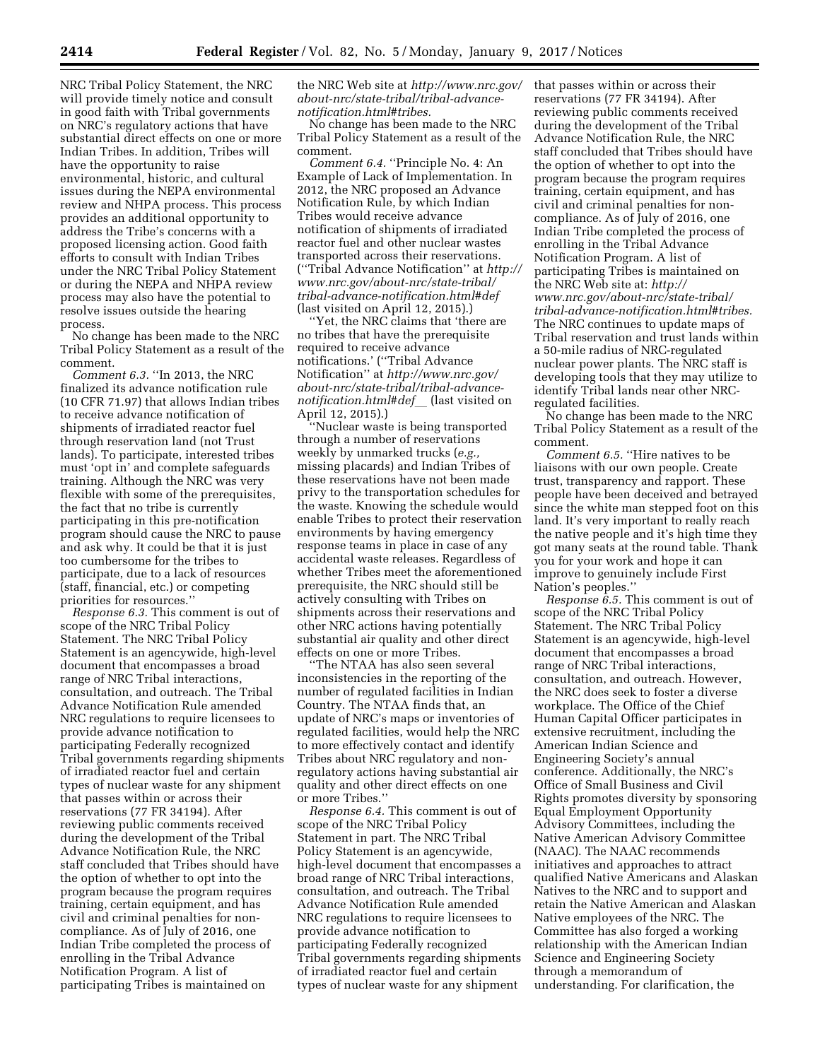NRC Tribal Policy Statement, the NRC will provide timely notice and consult in good faith with Tribal governments on NRC's regulatory actions that have substantial direct effects on one or more Indian Tribes. In addition, Tribes will have the opportunity to raise environmental, historic, and cultural issues during the NEPA environmental review and NHPA process. This process provides an additional opportunity to address the Tribe's concerns with a proposed licensing action. Good faith efforts to consult with Indian Tribes under the NRC Tribal Policy Statement or during the NEPA and NHPA review process may also have the potential to resolve issues outside the hearing process.

No change has been made to the NRC Tribal Policy Statement as a result of the comment.

*Comment 6.3.* ''In 2013, the NRC finalized its advance notification rule (10 CFR 71.97) that allows Indian tribes to receive advance notification of shipments of irradiated reactor fuel through reservation land (not Trust lands). To participate, interested tribes must 'opt in' and complete safeguards training. Although the NRC was very flexible with some of the prerequisites, the fact that no tribe is currently participating in this pre-notification program should cause the NRC to pause and ask why. It could be that it is just too cumbersome for the tribes to participate, due to a lack of resources (staff, financial, etc.) or competing priorities for resources.''

*Response 6.3.* This comment is out of scope of the NRC Tribal Policy Statement. The NRC Tribal Policy Statement is an agencywide, high-level document that encompasses a broad range of NRC Tribal interactions, consultation, and outreach. The Tribal Advance Notification Rule amended NRC regulations to require licensees to provide advance notification to participating Federally recognized Tribal governments regarding shipments of irradiated reactor fuel and certain types of nuclear waste for any shipment that passes within or across their reservations (77 FR 34194). After reviewing public comments received during the development of the Tribal Advance Notification Rule, the NRC staff concluded that Tribes should have the option of whether to opt into the program because the program requires training, certain equipment, and has civil and criminal penalties for non-compliance. As of July of 2016, one Indian Tribe completed the process of enrolling in the Tribal Advance Notification Program. A list of participating Tribes is maintained on the NRC Web site at *http://www.nrc.gov/about-nrc/state-tribal/tribal-advance-notification.html#tribes.*

No change has been made to the NRC Tribal Policy Statement as a result of the comment.

*Comment 6.4.* ''Principle No. 4: An Example of Lack of Implementation. In 2012, the NRC proposed an Advance Notification Rule, by which Indian Tribes would receive advance notification of shipments of irradiated reactor fuel and other nuclear wastes transported across their reservations. (''Tribal Advance Notification'' at *http://www.nrc.gov/about-nrc/state-tribal/tribal-advance-notification.html#def* (last visited on April 12, 2015).)

''Yet, the NRC claims that 'there are no tribes that have the prerequisite required to receive advance notifications.' (''Tribal Advance Notification'' at *http://www.nrc.gov/about-nrc/state-tribal/tribal-advance-notification.html#def__* (last visited on April 12, 2015).)

''Nuclear waste is being transported through a number of reservations weekly by unmarked trucks (*e.g.,* missing placards) and Indian Tribes of these reservations have not been made privy to the transportation schedules for the waste. Knowing the schedule would enable Tribes to protect their reservation environments by having emergency response teams in place in case of any accidental waste releases. Regardless of whether Tribes meet the aforementioned prerequisite, the NRC should still be actively consulting with Tribes on shipments across their reservations and other NRC actions having potentially substantial air quality and other direct effects on one or more Tribes.

''The NTAA has also seen several inconsistencies in the reporting of the number of regulated facilities in Indian Country. The NTAA finds that, an update of NRC's maps or inventories of regulated facilities, would help the NRC to more effectively contact and identify Tribes about NRC regulatory and non-regulatory actions having substantial air quality and other direct effects on one or more Tribes.''

*Response 6.4.* This comment is out of scope of the NRC Tribal Policy Statement in part. The NRC Tribal Policy Statement is an agencywide, high-level document that encompasses a broad range of NRC Tribal interactions, consultation, and outreach. The Tribal Advance Notification Rule amended NRC regulations to require licensees to provide advance notification to participating Federally recognized Tribal governments regarding shipments of irradiated reactor fuel and certain types of nuclear waste for any shipment that passes within or across their reservations (77 FR 34194). After reviewing public comments received during the development of the Tribal Advance Notification Rule, the NRC staff concluded that Tribes should have the option of whether to opt into the program because the program requires training, certain equipment, and has civil and criminal penalties for non-compliance. As of July of 2016, one Indian Tribe completed the process of enrolling in the Tribal Advance Notification Program. A list of participating Tribes is maintained on the NRC Web site at: *http://www.nrc.gov/about-nrc/state-tribal/tribal-advance-notification.html#tribes.* The NRC continues to update maps of Tribal reservation and trust lands within a 50-mile radius of NRC-regulated nuclear power plants. The NRC staff is developing tools that they may utilize to identify Tribal lands near other NRC-regulated facilities.

No change has been made to the NRC Tribal Policy Statement as a result of the comment.

*Comment 6.5.* ''Hire natives to be liaisons with our own people. Create trust, transparency and rapport. These people have been deceived and betrayed since the white man stepped foot on this land. It's very important to really reach the native people and it's high time they got many seats at the round table. Thank you for your work and hope it can improve to genuinely include First Nation's peoples.''

*Response 6.5.* This comment is out of scope of the NRC Tribal Policy Statement. The NRC Tribal Policy Statement is an agencywide, high-level document that encompasses a broad range of NRC Tribal interactions, consultation, and outreach. However, the NRC does seek to foster a diverse workplace. The Office of the Chief Human Capital Officer participates in extensive recruitment, including the American Indian Science and Engineering Society's annual conference. Additionally, the NRC's Office of Small Business and Civil Rights promotes diversity by sponsoring Equal Employment Opportunity Advisory Committees, including the Native American Advisory Committee (NAAC). The NAAC recommends initiatives and approaches to attract qualified Native Americans and Alaskan Natives to the NRC and to support and retain the Native American and Alaskan Native employees of the NRC. The Committee has also forged a working relationship with the American Indian Science and Engineering Society through a memorandum of understanding. For clarification, the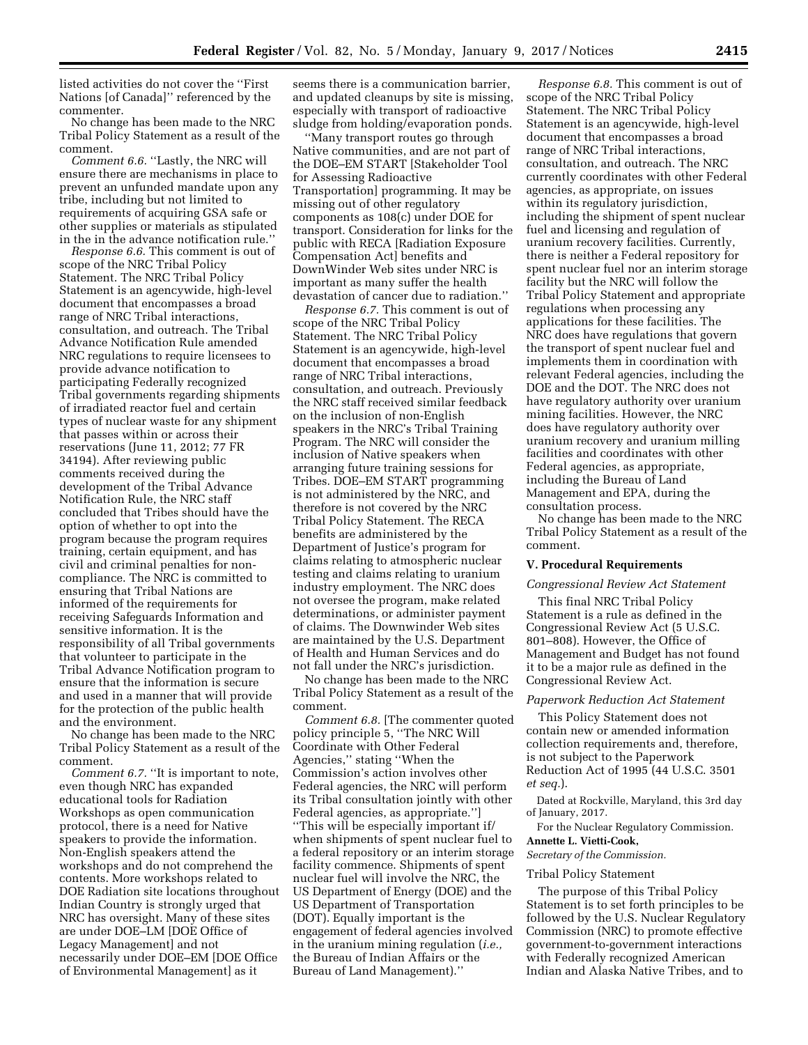listed activities do not cover the ''First Nations [of Canada]'' referenced by the commenter.

No change has been made to the NRC Tribal Policy Statement as a result of the comment.

*Comment 6.6.* ''Lastly, the NRC will ensure there are mechanisms in place to prevent an unfunded mandate upon any tribe, including but not limited to requirements of acquiring GSA safe or other supplies or materials as stipulated in the in the advance notification rule.''

*Response 6.6.* This comment is out of scope of the NRC Tribal Policy Statement. The NRC Tribal Policy Statement is an agencywide, high-level document that encompasses a broad range of NRC Tribal interactions, consultation, and outreach. The Tribal Advance Notification Rule amended NRC regulations to require licensees to provide advance notification to participating Federally recognized Tribal governments regarding shipments of irradiated reactor fuel and certain types of nuclear waste for any shipment that passes within or across their reservations (June 11, 2012; 77 FR 34194). After reviewing public comments received during the development of the Tribal Advance Notification Rule, the NRC staff concluded that Tribes should have the option of whether to opt into the program because the program requires training, certain equipment, and has civil and criminal penalties for non-compliance. The NRC is committed to ensuring that Tribal Nations are informed of the requirements for receiving Safeguards Information and sensitive information. It is the responsibility of all Tribal governments that volunteer to participate in the Tribal Advance Notification program to ensure that the information is secure and used in a manner that will provide for the protection of the public health and the environment.

No change has been made to the NRC Tribal Policy Statement as a result of the comment.

*Comment 6.7.* ''It is important to note, even though NRC has expanded educational tools for Radiation Workshops as open communication protocol, there is a need for Native speakers to provide the information. Non-English speakers attend the workshops and do not comprehend the contents. More workshops related to DOE Radiation site locations throughout Indian Country is strongly urged that NRC has oversight. Many of these sites are under DOE–LM [DOE Office of Legacy Management] and not necessarily under DOE–EM [DOE Office of Environmental Management] as it seems there is a communication barrier, and updated cleanups by site is missing, especially with transport of radioactive sludge from holding/evaporation ponds.

''Many transport routes go through Native communities, and are not part of the DOE–EM START [Stakeholder Tool for Assessing Radioactive Transportation] programming. It may be missing out of other regulatory components as 108(c) under DOE for transport. Consideration for links for the public with RECA [Radiation Exposure Compensation Act] benefits and DownWinder Web sites under NRC is important as many suffer the health devastation of cancer due to radiation.''

*Response 6.7.* This comment is out of scope of the NRC Tribal Policy Statement. The NRC Tribal Policy Statement is an agencywide, high-level document that encompasses a broad range of NRC Tribal interactions, consultation, and outreach. Previously the NRC staff received similar feedback on the inclusion of non-English speakers in the NRC's Tribal Training Program. The NRC will consider the inclusion of Native speakers when arranging future training sessions for Tribes. DOE–EM START programming is not administered by the NRC, and therefore is not covered by the NRC Tribal Policy Statement. The RECA benefits are administered by the Department of Justice's program for claims relating to atmospheric nuclear testing and claims relating to uranium industry employment. The NRC does not oversee the program, make related determinations, or administer payment of claims. The Downwinder Web sites are maintained by the U.S. Department of Health and Human Services and do not fall under the NRC's jurisdiction.

No change has been made to the NRC Tribal Policy Statement as a result of the comment.

*Comment 6.8.* [The commenter quoted policy principle 5, ''The NRC Will Coordinate with Other Federal Agencies,'' stating ''When the Commission's action involves other Federal agencies, the NRC will perform its Tribal consultation jointly with other Federal agencies, as appropriate.''] ''This will be especially important if/when shipments of spent nuclear fuel to a federal repository or an interim storage facility commence. Shipments of spent nuclear fuel will involve the NRC, the US Department of Energy (DOE) and the US Department of Transportation (DOT). Equally important is the engagement of federal agencies involved in the uranium mining regulation (*i.e.,* the Bureau of Indian Affairs or the Bureau of Land Management).''

*Response 6.8.* This comment is out of scope of the NRC Tribal Policy Statement. The NRC Tribal Policy Statement is an agencywide, high-level document that encompasses a broad range of NRC Tribal interactions, consultation, and outreach. The NRC currently coordinates with other Federal agencies, as appropriate, on issues within its regulatory jurisdiction, including the shipment of spent nuclear fuel and licensing and regulation of uranium recovery facilities. Currently, there is neither a Federal repository for spent nuclear fuel nor an interim storage facility but the NRC will follow the Tribal Policy Statement and appropriate regulations when processing any applications for these facilities. The NRC does have regulations that govern the transport of spent nuclear fuel and implements them in coordination with relevant Federal agencies, including the DOE and the DOT. The NRC does not have regulatory authority over uranium mining facilities. However, the NRC does have regulatory authority over uranium recovery and uranium milling facilities and coordinates with other Federal agencies, as appropriate, including the Bureau of Land Management and EPA, during the consultation process.

No change has been made to the NRC Tribal Policy Statement as a result of the comment.

## V. Procedural Requirements

### *Congressional Review Act Statement*

This final NRC Tribal Policy Statement is a rule as defined in the Congressional Review Act (5 U.S.C. 801–808). However, the Office of Management and Budget has not found it to be a major rule as defined in the Congressional Review Act.

### *Paperwork Reduction Act Statement*

This Policy Statement does not contain new or amended information collection requirements and, therefore, is not subject to the Paperwork Reduction Act of 1995 (44 U.S.C. 3501 *et seq.*).

Dated at Rockville, Maryland, this 3rd day of January, 2017.

For the Nuclear Regulatory Commission.

**Annette L. Vietti-Cook,**

*Secretary of the Commission.*

### Tribal Policy Statement

The purpose of this Tribal Policy Statement is to set forth principles to be followed by the U.S. Nuclear Regulatory Commission (NRC) to promote effective government-to-government interactions with Federally recognized American Indian and Alaska Native Tribes, and to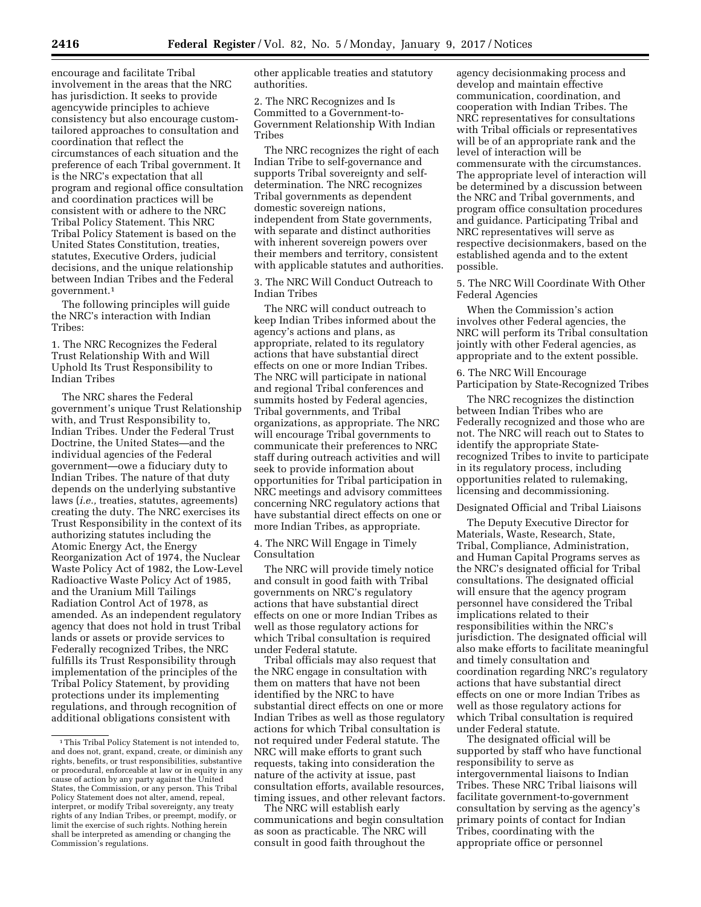encourage and facilitate Tribal involvement in the areas that the NRC has jurisdiction. It seeks to provide agencywide principles to achieve consistency but also encourage custom-tailored approaches to consultation and coordination that reflect the circumstances of each situation and the preference of each Tribal government. It is the NRC's expectation that all program and regional office consultation and coordination practices will be consistent with or adhere to the NRC Tribal Policy Statement. This NRC Tribal Policy Statement is based on the United States Constitution, treaties, statutes, Executive Orders, judicial decisions, and the unique relationship between Indian Tribes and the Federal government.[1]

The following principles will guide the NRC's interaction with Indian Tribes:

1. The NRC Recognizes the Federal Trust Relationship With and Will Uphold Its Trust Responsibility to Indian Tribes

The NRC shares the Federal government's unique Trust Relationship with, and Trust Responsibility to, Indian Tribes. Under the Federal Trust Doctrine, the United States—and the individual agencies of the Federal government—owe a fiduciary duty to Indian Tribes. The nature of that duty depends on the underlying substantive laws (*i.e.,* treaties, statutes, agreements) creating the duty. The NRC exercises its Trust Responsibility in the context of its authorizing statutes including the Atomic Energy Act, the Energy Reorganization Act of 1974, the Nuclear Waste Policy Act of 1982, the Low-Level Radioactive Waste Policy Act of 1985, and the Uranium Mill Tailings Radiation Control Act of 1978, as amended. As an independent regulatory agency that does not hold in trust Tribal lands or assets or provide services to Federally recognized Tribes, the NRC fulfills its Trust Responsibility through implementation of the principles of the Tribal Policy Statement, by providing protections under its implementing regulations, and through recognition of additional obligations consistent with other applicable treaties and statutory authorities.

2. The NRC Recognizes and Is Committed to a Government-to-Government Relationship With Indian Tribes

The NRC recognizes the right of each Indian Tribe to self-governance and supports Tribal sovereignty and self-determination. The NRC recognizes Tribal governments as dependent domestic sovereign nations, independent from State governments, with separate and distinct authorities with inherent sovereign powers over their members and territory, consistent with applicable statutes and authorities.

3. The NRC Will Conduct Outreach to Indian Tribes

The NRC will conduct outreach to keep Indian Tribes informed about the agency's actions and plans, as appropriate, related to its regulatory actions that have substantial direct effects on one or more Indian Tribes. The NRC will participate in national and regional Tribal conferences and summits hosted by Federal agencies, Tribal governments, and Tribal organizations, as appropriate. The NRC will encourage Tribal governments to communicate their preferences to NRC staff during outreach activities and will seek to provide information about opportunities for Tribal participation in NRC meetings and advisory committees concerning NRC regulatory actions that have substantial direct effects on one or more Indian Tribes, as appropriate.

4. The NRC Will Engage in Timely Consultation

The NRC will provide timely notice and consult in good faith with Tribal governments on NRC's regulatory actions that have substantial direct effects on one or more Indian Tribes as well as those regulatory actions for which Tribal consultation is required under Federal statute.

Tribal officials may also request that the NRC engage in consultation with them on matters that have not been identified by the NRC to have substantial direct effects on one or more Indian Tribes as well as those regulatory actions for which Tribal consultation is not required under Federal statute. The NRC will make efforts to grant such requests, taking into consideration the nature of the activity at issue, past consultation efforts, available resources, timing issues, and other relevant factors.

The NRC will establish early communications and begin consultation as soon as practicable. The NRC will consult in good faith throughout the agency decisionmaking process and develop and maintain effective communication, coordination, and cooperation with Indian Tribes. The NRC representatives for consultations with Tribal officials or representatives will be of an appropriate rank and the level of interaction will be commensurate with the circumstances. The appropriate level of interaction will be determined by a discussion between the NRC and Tribal governments, and program office consultation procedures and guidance. Participating Tribal and NRC representatives will serve as respective decisionmakers, based on the established agenda and to the extent possible.

5. The NRC Will Coordinate With Other Federal Agencies

When the Commission's action involves other Federal agencies, the NRC will perform its Tribal consultation jointly with other Federal agencies, as appropriate and to the extent possible.

6. The NRC Will Encourage Participation by State-Recognized Tribes

The NRC recognizes the distinction between Indian Tribes who are Federally recognized and those who are not. The NRC will reach out to States to identify the appropriate State-recognized Tribes to invite to participate in its regulatory process, including opportunities related to rulemaking, licensing and decommissioning.

Designated Official and Tribal Liaisons

The Deputy Executive Director for Materials, Waste, Research, State, Tribal, Compliance, Administration, and Human Capital Programs serves as the NRC's designated official for Tribal consultations. The designated official will ensure that the agency program personnel have considered the Tribal implications related to their responsibilities within the NRC's jurisdiction. The designated official will also make efforts to facilitate meaningful and timely consultation and coordination regarding NRC's regulatory actions that have substantial direct effects on one or more Indian Tribes as well as those regulatory actions for which Tribal consultation is required under Federal statute.

The designated official will be supported by staff who have functional responsibility to serve as intergovernmental liaisons to Indian Tribes. These NRC Tribal liaisons will facilitate government-to-government consultation by serving as the agency's primary points of contact for Indian Tribes, coordinating with the appropriate office or personnel

---

[1] This Tribal Policy Statement is not intended to, and does not, grant, expand, create, or diminish any rights, benefits, or trust responsibilities, substantive or procedural, enforceable at law or in equity in any cause of action by any party against the United States, the Commission, or any person. This Tribal Policy Statement does not alter, amend, repeal, interpret, or modify Tribal sovereignty, any treaty rights of any Indian Tribes, or preempt, modify, or limit the exercise of such rights. Nothing herein shall be interpreted as amending or changing the Commission's regulations.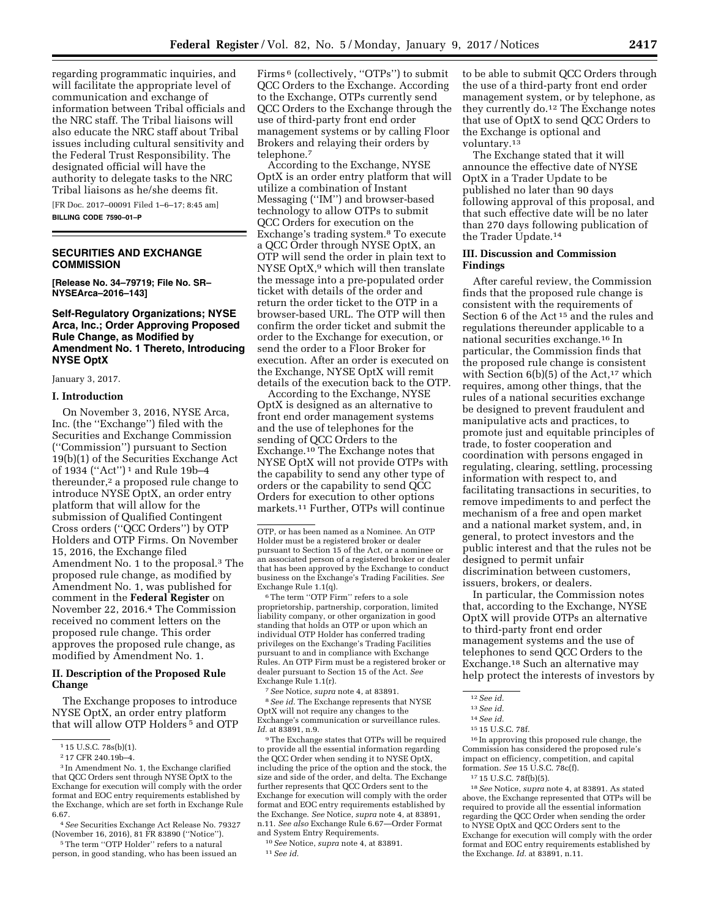regarding programmatic inquiries, and will facilitate the appropriate level of communication and exchange of information between Tribal officials and the NRC staff. The Tribal liaisons will also educate the NRC staff about Tribal issues including cultural sensitivity and the Federal Trust Responsibility. The designated official will have the authority to delegate tasks to the NRC Tribal liaisons as he/she deems fit.

[FR Doc. 2017–00091 Filed 1–6–17; 8:45 am]

**BILLING CODE 7590–01–P**

## SECURITIES AND EXCHANGE COMMISSION

**[Release No. 34–79719; File No. SR–NYSEArca–2016–143]**

### Self-Regulatory Organizations; NYSE Arca, Inc.; Order Approving Proposed Rule Change, as Modified by Amendment No. 1 Thereto, Introducing NYSE OptX

January 3, 2017.

#### I. Introduction

On November 3, 2016, NYSE Arca, Inc. (the ''Exchange'') filed with the Securities and Exchange Commission (''Commission'') pursuant to Section 19(b)(1) of the Securities Exchange Act of 1934 (''Act'') [1] and Rule 19b–4 thereunder,[2] a proposed rule change to introduce NYSE OptX, an order entry platform that will allow for the submission of Qualified Contingent Cross orders (''QCC Orders'') by OTP Holders and OTP Firms. On November 15, 2016, the Exchange filed Amendment No. 1 to the proposal.[3] The proposed rule change, as modified by Amendment No. 1, was published for comment in the **Federal Register** on November 22, 2016.[4] The Commission received no comment letters on the proposed rule change. This order approves the proposed rule change, as modified by Amendment No. 1.

#### II. Description of the Proposed Rule Change

The Exchange proposes to introduce NYSE OptX, an order entry platform that will allow OTP Holders [5] and OTP Firms [6] (collectively, ''OTPs'') to submit QCC Orders to the Exchange. According to the Exchange, OTPs currently send QCC Orders to the Exchange through the use of third-party front end order management systems or by calling Floor Brokers and relaying their orders by telephone.[7]

According to the Exchange, NYSE OptX is an order entry platform that will utilize a combination of Instant Messaging (''IM'') and browser-based technology to allow OTPs to submit QCC Orders for execution on the Exchange's trading system.[8] To execute a QCC Order through NYSE OptX, an OTP will send the order in plain text to NYSE OptX,[9] which will then translate the message into a pre-populated order ticket with details of the order and return the order ticket to the OTP in a browser-based URL. The OTP will then confirm the order ticket and submit the order to the Exchange for execution, or send the order to a Floor Broker for execution. After an order is executed on the Exchange, NYSE OptX will remit details of the execution back to the OTP.

According to the Exchange, NYSE OptX is designed as an alternative to front end order management systems and the use of telephones for the sending of QCC Orders to the Exchange.[10] The Exchange notes that NYSE OptX will not provide OTPs with the capability to send any other type of orders or the capability to send QCC Orders for execution to other options markets.[11] Further, OTPs will continue to be able to submit QCC Orders through the use of a third-party front end order management system, or by telephone, as they currently do.[12] The Exchange notes that use of OptX to send QCC Orders to the Exchange is optional and voluntary.[13]

The Exchange stated that it will announce the effective date of NYSE OptX in a Trader Update to be published no later than 90 days following approval of this proposal, and that such effective date will be no later than 270 days following publication of the Trader Update.[14]

#### III. Discussion and Commission Findings

After careful review, the Commission finds that the proposed rule change is consistent with the requirements of Section 6 of the Act [15] and the rules and regulations thereunder applicable to a national securities exchange.[16] In particular, the Commission finds that the proposed rule change is consistent with Section 6(b)(5) of the Act,[17] which requires, among other things, that the rules of a national securities exchange be designed to prevent fraudulent and manipulative acts and practices, to promote just and equitable principles of trade, to foster cooperation and coordination with persons engaged in regulating, clearing, settling, processing information with respect to, and facilitating transactions in securities, to remove impediments to and perfect the mechanism of a free and open market and a national market system, and, in general, to protect investors and the public interest and that the rules not be designed to permit unfair discrimination between customers, issuers, brokers, or dealers.

In particular, the Commission notes that, according to the Exchange, NYSE OptX will provide OTPs an alternative to third-party front end order management systems and the use of telephones to send QCC Orders to the Exchange.[18] Such an alternative may help protect the interests of investors by

---

[1] 15 U.S.C. 78s(b)(1).

[2] 17 CFR 240.19b–4.

[3] In Amendment No. 1, the Exchange clarified that QCC Orders sent through NYSE OptX to the Exchange for execution will comply with the order format and EOC entry requirements established by the Exchange, which are set forth in Exchange Rule 6.67.

[4] *See* Securities Exchange Act Release No. 79327 (November 16, 2016), 81 FR 83890 (''Notice'').

[5] The term ''OTP Holder'' refers to a natural person, in good standing, who has been issued an OTP, or has been named as a Nominee. An OTP Holder must be a registered broker or dealer pursuant to Section 15 of the Act, or a nominee or an associated person of a registered broker or dealer that has been approved by the Exchange to conduct business on the Exchange's Trading Facilities. *See* Exchange Rule 1.1(q).

[6] The term ''OTP Firm'' refers to a sole proprietorship, partnership, corporation, limited liability company, or other organization in good standing that holds an OTP or upon which an individual OTP Holder has conferred trading privileges on the Exchange's Trading Facilities pursuant to and in compliance with Exchange Rules. An OTP Firm must be a registered broker or dealer pursuant to Section 15 of the Act. *See* Exchange Rule 1.1(r).

[7] *See* Notice, *supra* note 4, at 83891.

[8] *See id.* The Exchange represents that NYSE OptX will not require any changes to the Exchange's communication or surveillance rules. *Id.* at 83891, n.9.

[9] The Exchange states that OTPs will be required to provide all the essential information regarding the QCC Order when sending it to NYSE OptX, including the price of the option and the stock, the size and side of the order, and delta. The Exchange further represents that QCC Orders sent to the Exchange for execution will comply with the order format and EOC entry requirements established by the Exchange. *See* Notice, *supra* note 4, at 83891, n.11. *See also* Exchange Rule 6.67—Order Format and System Entry Requirements.

[10] *See* Notice, *supra* note 4, at 83891.

[11] *See id.*

[12] *See id.*

[13] *See id.*

[14] *See id.*

[15] 15 U.S.C. 78f.

[16] In approving this proposed rule change, the Commission has considered the proposed rule's impact on efficiency, competition, and capital formation. *See* 15 U.S.C. 78c(f).

[17] 15 U.S.C. 78f(b)(5).

[18] *See* Notice, *supra* note 4, at 83891. As stated above, the Exchange represented that OTPs will be required to provide all the essential information regarding the QCC Order when sending the order to NYSE OptX and QCC Orders sent to the Exchange for execution will comply with the order format and EOC entry requirements established by the Exchange. *Id.* at 83891, n.11.